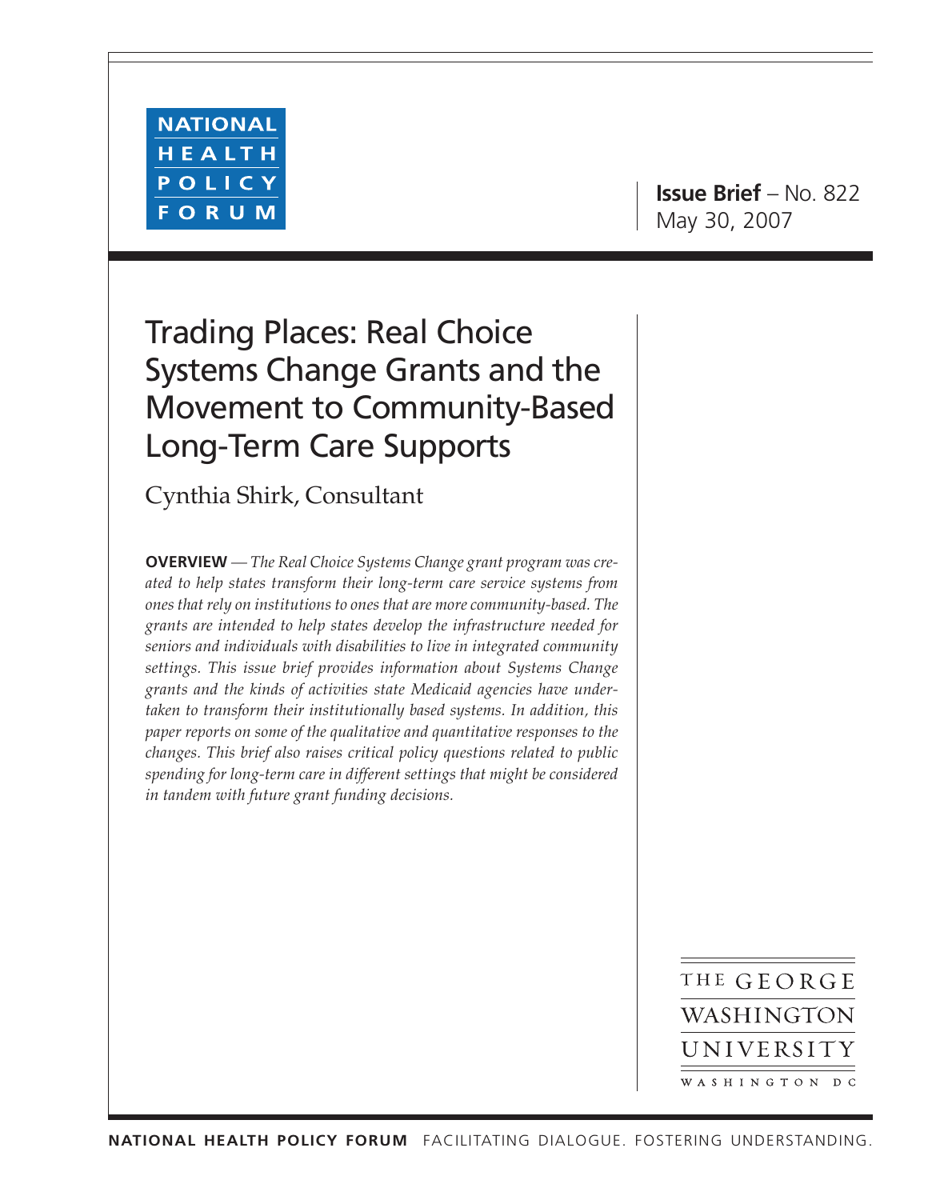NATIONAL HEALTH POLICY FORUM

**Issue Brief** – No. 822
May 30, 2007

# Trading Places: Real Choice Systems Change Grants and the Movement to Community-Based Long-Term Care Supports

Cynthia Shirk, Consultant

**OVERVIEW** — *The Real Choice Systems Change grant program was created to help states transform their long-term care service systems from ones that rely on institutions to ones that are more community-based. The grants are intended to help states develop the infrastructure needed for seniors and individuals with disabilities to live in integrated community settings. This issue brief provides information about Systems Change grants and the kinds of activities state Medicaid agencies have undertaken to transform their institutionally based systems. In addition, this paper reports on some of the qualitative and quantitative responses to the changes. This brief also raises critical policy questions related to public spending for long-term care in different settings that might be considered in tandem with future grant funding decisions.*

THE GEORGE WASHINGTON UNIVERSITY
WASHINGTON DC

**NATIONAL HEALTH POLICY FORUM** FACILITATING DIALOGUE. FOSTERING UNDERSTANDING.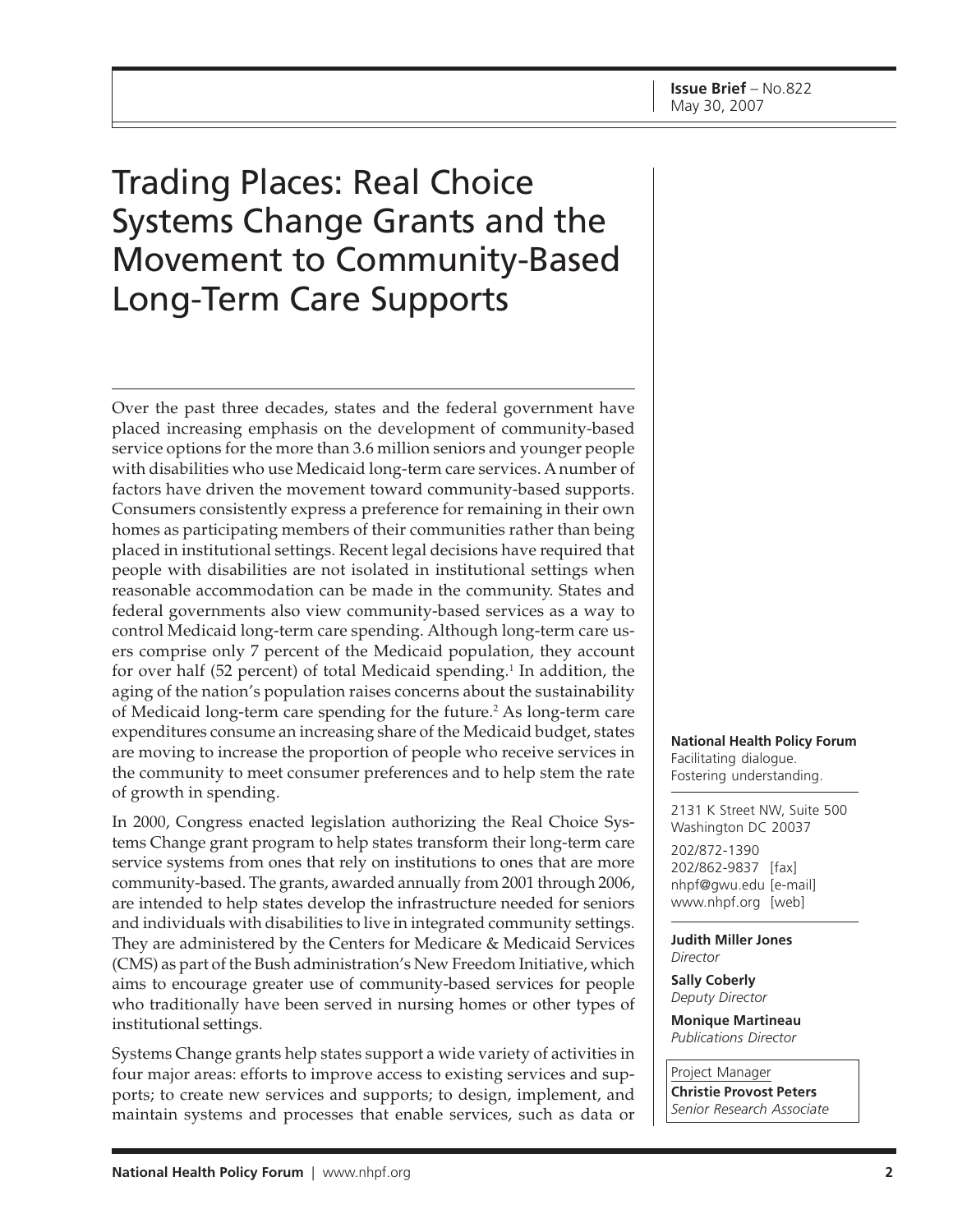**Issue Brief** – No.822
May 30, 2007

# Trading Places: Real Choice Systems Change Grants and the Movement to Community-Based Long-Term Care Supports

Over the past three decades, states and the federal government have placed increasing emphasis on the development of community-based service options for the more than 3.6 million seniors and younger people with disabilities who use Medicaid long-term care services. A number of factors have driven the movement toward community-based supports. Consumers consistently express a preference for remaining in their own homes as participating members of their communities rather than being placed in institutional settings. Recent legal decisions have required that people with disabilities are not isolated in institutional settings when reasonable accommodation can be made in the community. States and federal governments also view community-based services as a way to control Medicaid long-term care spending. Although long-term care users comprise only 7 percent of the Medicaid population, they account for over half (52 percent) of total Medicaid spending.[1] In addition, the aging of the nation's population raises concerns about the sustainability of Medicaid long-term care spending for the future.[2] As long-term care expenditures consume an increasing share of the Medicaid budget, states are moving to increase the proportion of people who receive services in the community to meet consumer preferences and to help stem the rate of growth in spending.

In 2000, Congress enacted legislation authorizing the Real Choice Systems Change grant program to help states transform their long-term care service systems from ones that rely on institutions to ones that are more community-based. The grants, awarded annually from 2001 through 2006, are intended to help states develop the infrastructure needed for seniors and individuals with disabilities to live in integrated community settings. They are administered by the Centers for Medicare & Medicaid Services (CMS) as part of the Bush administration's New Freedom Initiative, which aims to encourage greater use of community-based services for people who traditionally have been served in nursing homes or other types of institutional settings.

Systems Change grants help states support a wide variety of activities in four major areas: efforts to improve access to existing services and supports; to create new services and supports; to design, implement, and maintain systems and processes that enable services, such as data or

**National Health Policy Forum**
Facilitating dialogue.
Fostering understanding.

2131 K Street NW, Suite 500
Washington DC 20037

202/872-1390
202/862-9837 [fax]
nhpf@gwu.edu [e-mail]
www.nhpf.org [web]

**Judith Miller Jones**
*Director*

**Sally Coberly**
*Deputy Director*

**Monique Martineau**
*Publications Director*

Project Manager
**Christie Provost Peters**
*Senior Research Associate*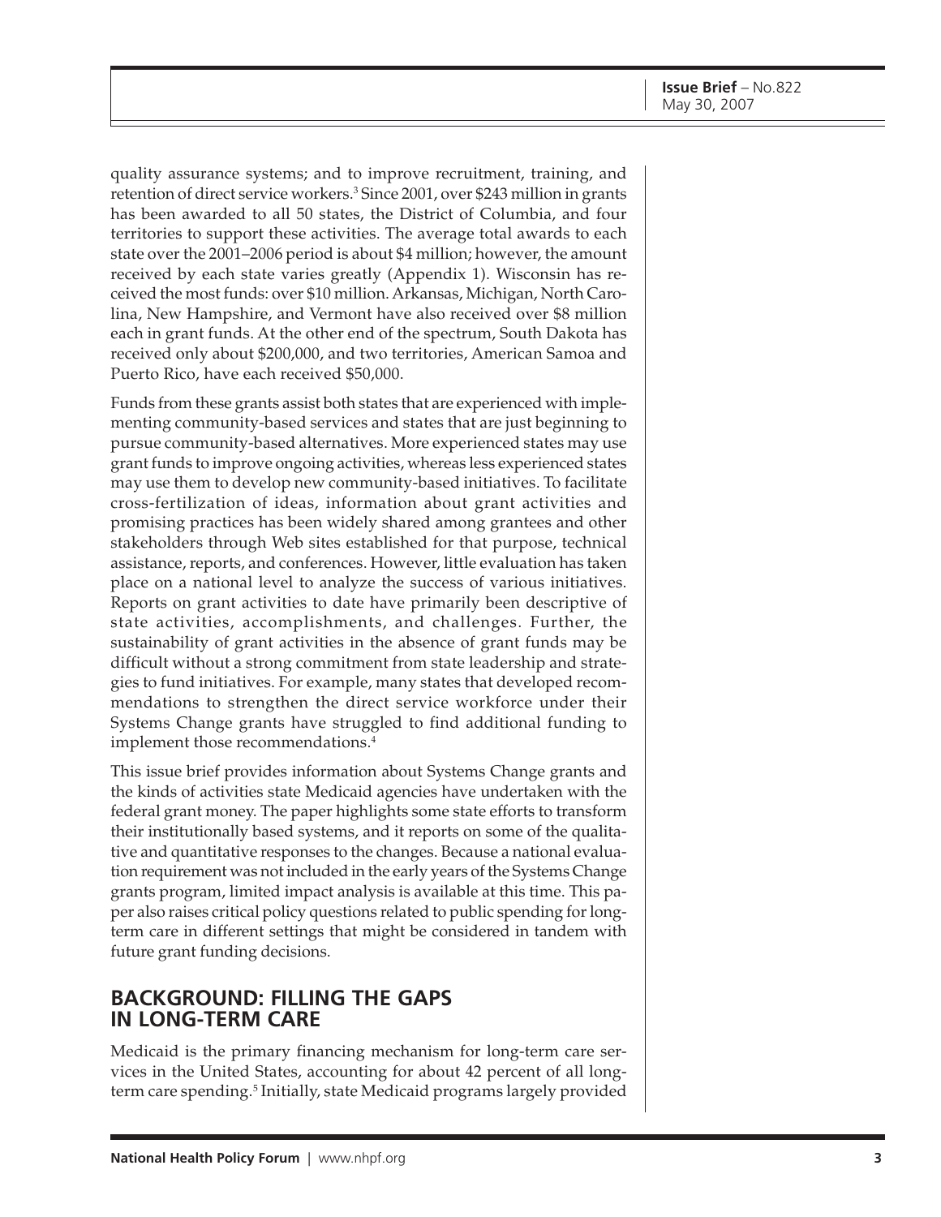quality assurance systems; and to improve recruitment, training, and retention of direct service workers.[3] Since 2001, over $243 million in grants has been awarded to all 50 states, the District of Columbia, and four territories to support these activities. The average total awards to each state over the 2001–2006 period is about $4 million; however, the amount received by each state varies greatly (Appendix 1). Wisconsin has received the most funds: over $10 million. Arkansas, Michigan, North Carolina, New Hampshire, and Vermont have also received over $8 million each in grant funds. At the other end of the spectrum, South Dakota has received only about $200,000, and two territories, American Samoa and Puerto Rico, have each received $50,000.

Funds from these grants assist both states that are experienced with implementing community-based services and states that are just beginning to pursue community-based alternatives. More experienced states may use grant funds to improve ongoing activities, whereas less experienced states may use them to develop new community-based initiatives. To facilitate cross-fertilization of ideas, information about grant activities and promising practices has been widely shared among grantees and other stakeholders through Web sites established for that purpose, technical assistance, reports, and conferences. However, little evaluation has taken place on a national level to analyze the success of various initiatives. Reports on grant activities to date have primarily been descriptive of state activities, accomplishments, and challenges. Further, the sustainability of grant activities in the absence of grant funds may be difficult without a strong commitment from state leadership and strategies to fund initiatives. For example, many states that developed recommendations to strengthen the direct service workforce under their Systems Change grants have struggled to find additional funding to implement those recommendations.[4]

This issue brief provides information about Systems Change grants and the kinds of activities state Medicaid agencies have undertaken with the federal grant money. The paper highlights some state efforts to transform their institutionally based systems, and it reports on some of the qualitative and quantitative responses to the changes. Because a national evaluation requirement was not included in the early years of the Systems Change grants program, limited impact analysis is available at this time. This paper also raises critical policy questions related to public spending for long-term care in different settings that might be considered in tandem with future grant funding decisions.

## BACKGROUND: FILLING THE GAPS IN LONG-TERM CARE

Medicaid is the primary financing mechanism for long-term care services in the United States, accounting for about 42 percent of all long-term care spending.[5] Initially, state Medicaid programs largely provided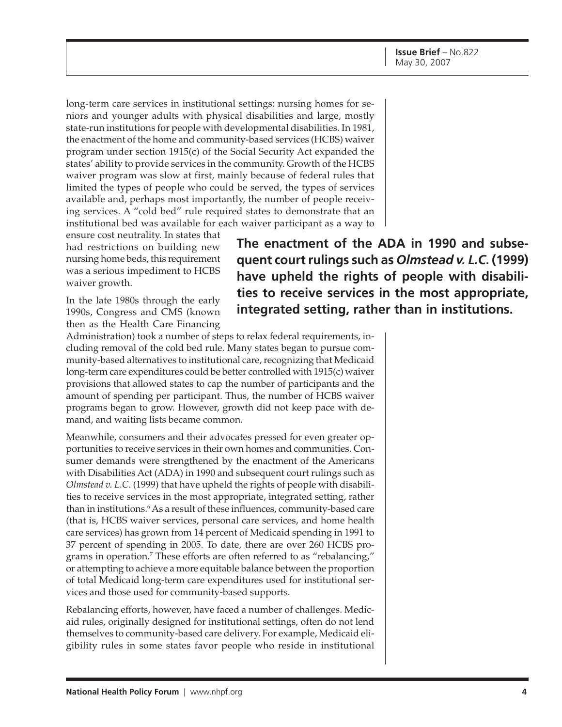long-term care services in institutional settings: nursing homes for seniors and younger adults with physical disabilities and large, mostly state-run institutions for people with developmental disabilities. In 1981, the enactment of the home and community-based services (HCBS) waiver program under section 1915(c) of the Social Security Act expanded the states' ability to provide services in the community. Growth of the HCBS waiver program was slow at first, mainly because of federal rules that limited the types of people who could be served, the types of services available and, perhaps most importantly, the number of people receiving services. A "cold bed" rule required states to demonstrate that an institutional bed was available for each waiver participant as a way to ensure cost neutrality. In states that had restrictions on building new nursing home beds, this requirement was a serious impediment to HCBS waiver growth.

**The enactment of the ADA in 1990 and subsequent court rulings such as *Olmstead v. L.C.* (1999) have upheld the rights of people with disabilities to receive services in the most appropriate, integrated setting, rather than in institutions.**

In the late 1980s through the early 1990s, Congress and CMS (known then as the Health Care Financing Administration) took a number of steps to relax federal requirements, including removal of the cold bed rule. Many states began to pursue community-based alternatives to institutional care, recognizing that Medicaid long-term care expenditures could be better controlled with 1915(c) waiver provisions that allowed states to cap the number of participants and the amount of spending per participant. Thus, the number of HCBS waiver programs began to grow. However, growth did not keep pace with demand, and waiting lists became common.

Meanwhile, consumers and their advocates pressed for even greater opportunities to receive services in their own homes and communities. Consumer demands were strengthened by the enactment of the Americans with Disabilities Act (ADA) in 1990 and subsequent court rulings such as *Olmstead v. L.C*. (1999) that have upheld the rights of people with disabilities to receive services in the most appropriate, integrated setting, rather than in institutions.[6] As a result of these influences, community-based care (that is, HCBS waiver services, personal care services, and home health care services) has grown from 14 percent of Medicaid spending in 1991 to 37 percent of spending in 2005. To date, there are over 260 HCBS programs in operation.[7] These efforts are often referred to as "rebalancing," or attempting to achieve a more equitable balance between the proportion of total Medicaid long-term care expenditures used for institutional services and those used for community-based supports.

Rebalancing efforts, however, have faced a number of challenges. Medicaid rules, originally designed for institutional settings, often do not lend themselves to community-based care delivery. For example, Medicaid eligibility rules in some states favor people who reside in institutional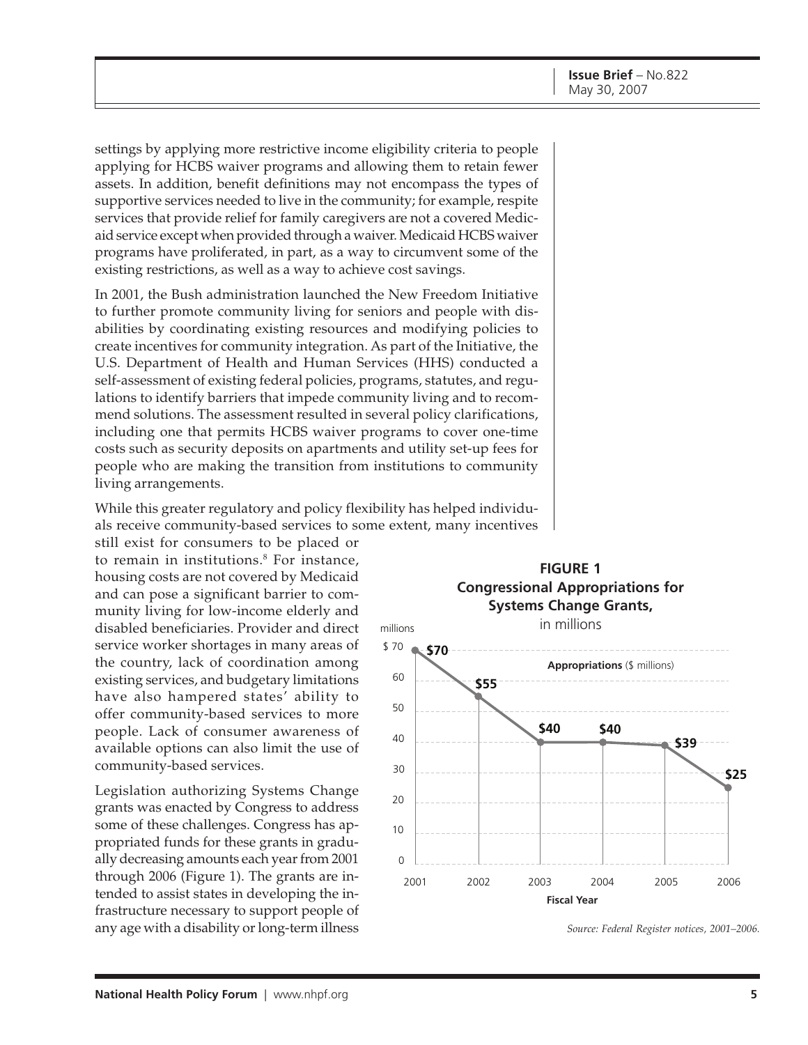settings by applying more restrictive income eligibility criteria to people applying for HCBS waiver programs and allowing them to retain fewer assets. In addition, benefit definitions may not encompass the types of supportive services needed to live in the community; for example, respite services that provide relief for family caregivers are not a covered Medicaid service except when provided through a waiver. Medicaid HCBS waiver programs have proliferated, in part, as a way to circumvent some of the existing restrictions, as well as a way to achieve cost savings.

In 2001, the Bush administration launched the New Freedom Initiative to further promote community living for seniors and people with disabilities by coordinating existing resources and modifying policies to create incentives for community integration. As part of the Initiative, the U.S. Department of Health and Human Services (HHS) conducted a self-assessment of existing federal policies, programs, statutes, and regulations to identify barriers that impede community living and to recommend solutions. The assessment resulted in several policy clarifications, including one that permits HCBS waiver programs to cover one-time costs such as security deposits on apartments and utility set-up fees for people who are making the transition from institutions to community living arrangements.

While this greater regulatory and policy flexibility has helped individuals receive community-based services to some extent, many incentives still exist for consumers to be placed or to remain in institutions.[8] For instance, housing costs are not covered by Medicaid and can pose a significant barrier to community living for low-income elderly and disabled beneficiaries. Provider and direct service worker shortages in many areas of the country, lack of coordination among existing services, and budgetary limitations have also hampered states' ability to offer community-based services to more people. Lack of consumer awareness of available options can also limit the use of community-based services.

Legislation authorizing Systems Change grants was enacted by Congress to address some of these challenges. Congress has appropriated funds for these grants in gradually decreasing amounts each year from 2001 through 2006 (Figure 1). The grants are intended to assist states in developing the infrastructure necessary to support people of any age with a disability or long-term illness

**FIGURE 1**
**Congressional Appropriations for Systems Change Grants,** in millions

| Fiscal Year | Appropriations ($ millions) |
|---|---|
| 2001 | $70 |
| 2002 | $55 |
| 2003 | $40 |
| 2004 | $40 |
| 2005 | $39 |
| 2006 | $25 |

*Source: Federal Register notices, 2001–2006.*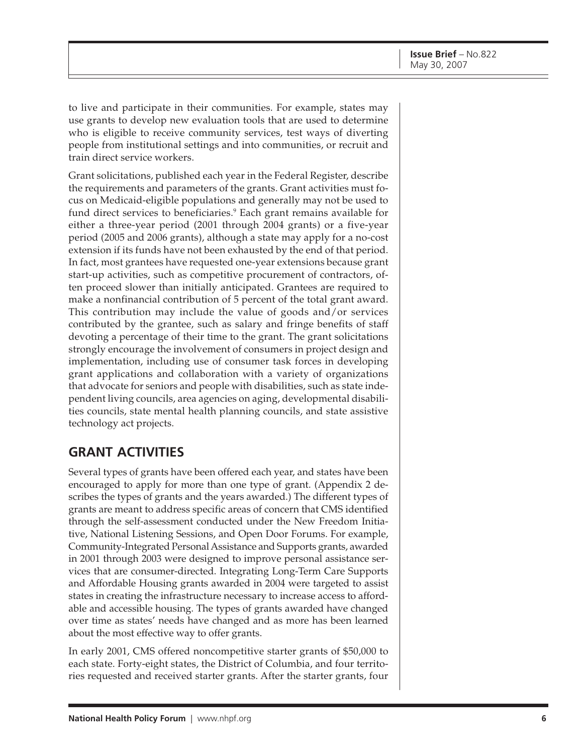to live and participate in their communities. For example, states may use grants to develop new evaluation tools that are used to determine who is eligible to receive community services, test ways of diverting people from institutional settings and into communities, or recruit and train direct service workers.

Grant solicitations, published each year in the Federal Register, describe the requirements and parameters of the grants. Grant activities must focus on Medicaid-eligible populations and generally may not be used to fund direct services to beneficiaries.[9] Each grant remains available for either a three-year period (2001 through 2004 grants) or a five-year period (2005 and 2006 grants), although a state may apply for a no-cost extension if its funds have not been exhausted by the end of that period. In fact, most grantees have requested one-year extensions because grant start-up activities, such as competitive procurement of contractors, often proceed slower than initially anticipated. Grantees are required to make a nonfinancial contribution of 5 percent of the total grant award. This contribution may include the value of goods and/or services contributed by the grantee, such as salary and fringe benefits of staff devoting a percentage of their time to the grant. The grant solicitations strongly encourage the involvement of consumers in project design and implementation, including use of consumer task forces in developing grant applications and collaboration with a variety of organizations that advocate for seniors and people with disabilities, such as state independent living councils, area agencies on aging, developmental disabilities councils, state mental health planning councils, and state assistive technology act projects.

## GRANT ACTIVITIES

Several types of grants have been offered each year, and states have been encouraged to apply for more than one type of grant. (Appendix 2 describes the types of grants and the years awarded.) The different types of grants are meant to address specific areas of concern that CMS identified through the self-assessment conducted under the New Freedom Initiative, National Listening Sessions, and Open Door Forums. For example, Community-Integrated Personal Assistance and Supports grants, awarded in 2001 through 2003 were designed to improve personal assistance services that are consumer-directed. Integrating Long-Term Care Supports and Affordable Housing grants awarded in 2004 were targeted to assist states in creating the infrastructure necessary to increase access to affordable and accessible housing. The types of grants awarded have changed over time as states' needs have changed and as more has been learned about the most effective way to offer grants.

In early 2001, CMS offered noncompetitive starter grants of $50,000 to each state. Forty-eight states, the District of Columbia, and four territories requested and received starter grants. After the starter grants, four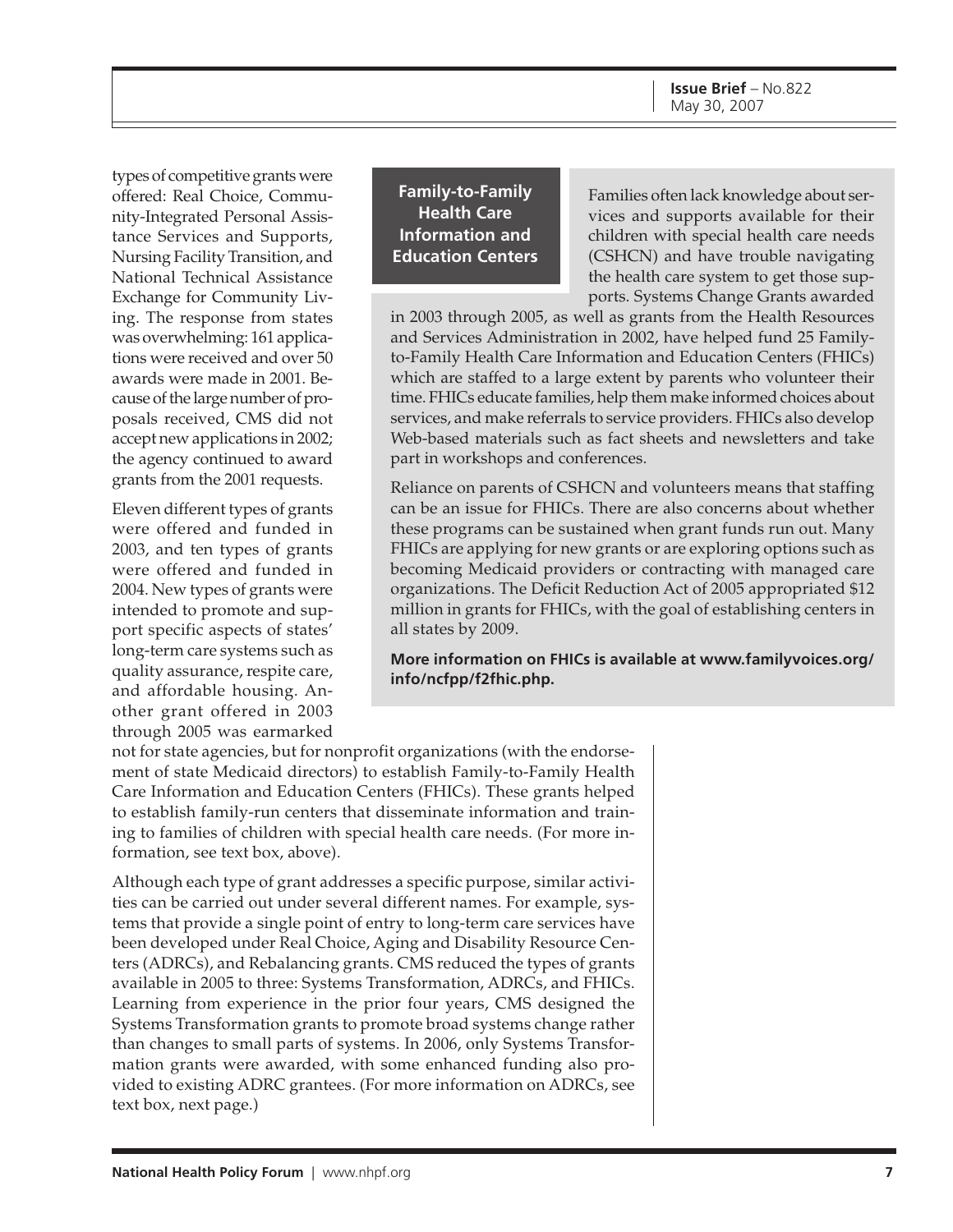types of competitive grants were offered: Real Choice, Community-Integrated Personal Assistance Services and Supports, Nursing Facility Transition, and National Technical Assistance Exchange for Community Living. The response from states was overwhelming: 161 applications were received and over 50 awards were made in 2001. Because of the large number of proposals received, CMS did not accept new applications in 2002; the agency continued to award grants from the 2001 requests.

Eleven different types of grants were offered and funded in 2003, and ten types of grants were offered and funded in 2004. New types of grants were intended to promote and support specific aspects of states' long-term care systems such as quality assurance, respite care, and affordable housing. Another grant offered in 2003 through 2005 was earmarked not for state agencies, but for nonprofit organizations (with the endorsement of state Medicaid directors) to establish Family-to-Family Health Care Information and Education Centers (FHICs). These grants helped to establish family-run centers that disseminate information and training to families of children with special health care needs. (For more information, see text box, above).

> **Family-to-Family Health Care Information and Education Centers**
>
> Families often lack knowledge about services and supports available for their children with special health care needs (CSHCN) and have trouble navigating the health care system to get those supports. Systems Change Grants awarded in 2003 through 2005, as well as grants from the Health Resources and Services Administration in 2002, have helped fund 25 Family-to-Family Health Care Information and Education Centers (FHICs) which are staffed to a large extent by parents who volunteer their time. FHICs educate families, help them make informed choices about services, and make referrals to service providers. FHICs also develop Web-based materials such as fact sheets and newsletters and take part in workshops and conferences.
>
> Reliance on parents of CSHCN and volunteers means that staffing can be an issue for FHICs. There are also concerns about whether these programs can be sustained when grant funds run out. Many FHICs are applying for new grants or are exploring options such as becoming Medicaid providers or contracting with managed care organizations. The Deficit Reduction Act of 2005 appropriated $12 million in grants for FHICs, with the goal of establishing centers in all states by 2009.
>
> **More information on FHICs is available at www.familyvoices.org/info/ncfpp/f2fhic.php.**

Although each type of grant addresses a specific purpose, similar activities can be carried out under several different names. For example, systems that provide a single point of entry to long-term care services have been developed under Real Choice, Aging and Disability Resource Centers (ADRCs), and Rebalancing grants. CMS reduced the types of grants available in 2005 to three: Systems Transformation, ADRCs, and FHICs. Learning from experience in the prior four years, CMS designed the Systems Transformation grants to promote broad systems change rather than changes to small parts of systems. In 2006, only Systems Transformation grants were awarded, with some enhanced funding also provided to existing ADRC grantees. (For more information on ADRCs, see text box, next page.)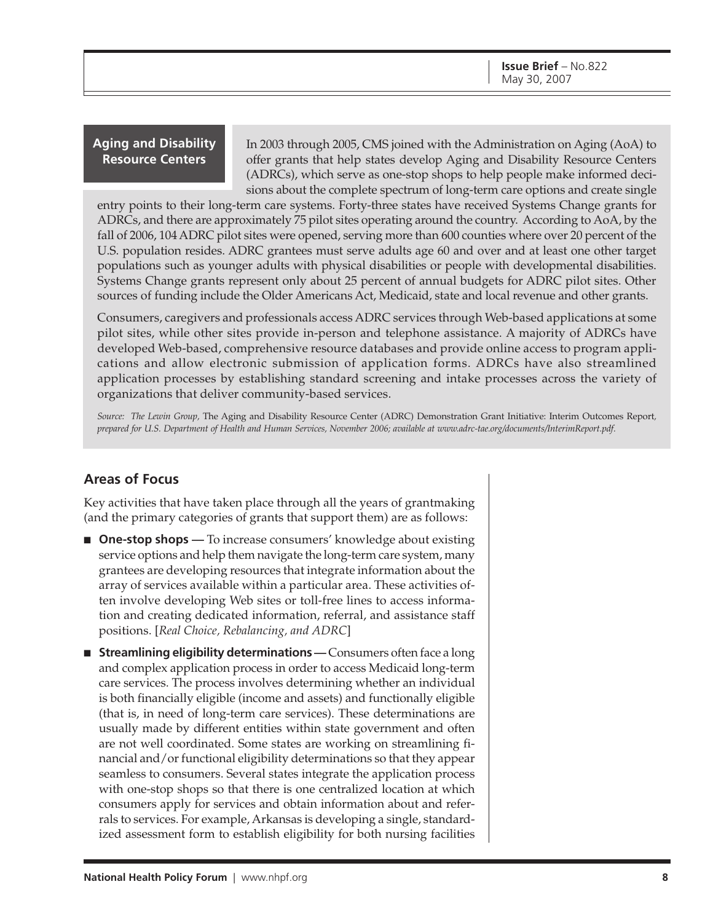**Aging and Disability Resource Centers**

In 2003 through 2005, CMS joined with the Administration on Aging (AoA) to offer grants that help states develop Aging and Disability Resource Centers (ADRCs), which serve as one-stop shops to help people make informed decisions about the complete spectrum of long-term care options and create single entry points to their long-term care systems. Forty-three states have received Systems Change grants for ADRCs, and there are approximately 75 pilot sites operating around the country. According to AoA, by the fall of 2006, 104 ADRC pilot sites were opened, serving more than 600 counties where over 20 percent of the U.S. population resides. ADRC grantees must serve adults age 60 and over and at least one other target populations such as younger adults with physical disabilities or people with developmental disabilities. Systems Change grants represent only about 25 percent of annual budgets for ADRC pilot sites. Other sources of funding include the Older Americans Act, Medicaid, state and local revenue and other grants.

Consumers, caregivers and professionals access ADRC services through Web-based applications at some pilot sites, while other sites provide in-person and telephone assistance. A majority of ADRCs have developed Web-based, comprehensive resource databases and provide online access to program applications and allow electronic submission of application forms. ADRCs have also streamlined application processes by establishing standard screening and intake processes across the variety of organizations that deliver community-based services.

*Source: The Lewin Group,* The Aging and Disability Resource Center (ADRC) Demonstration Grant Initiative: Interim Outcomes Report, *prepared for U.S. Department of Health and Human Services, November 2006; available at www.adrc-tae.org/documents/InterimReport.pdf.*

## Areas of Focus

Key activities that have taken place through all the years of grantmaking (and the primary categories of grants that support them) are as follows:

- **One-stop shops —** To increase consumers' knowledge about existing service options and help them navigate the long-term care system, many grantees are developing resources that integrate information about the array of services available within a particular area. These activities often involve developing Web sites or toll-free lines to access information and creating dedicated information, referral, and assistance staff positions. [*Real Choice, Rebalancing, and ADRC*]
- **Streamlining eligibility determinations —** Consumers often face a long and complex application process in order to access Medicaid long-term care services. The process involves determining whether an individual is both financially eligible (income and assets) and functionally eligible (that is, in need of long-term care services). These determinations are usually made by different entities within state government and often are not well coordinated. Some states are working on streamlining financial and/or functional eligibility determinations so that they appear seamless to consumers. Several states integrate the application process with one-stop shops so that there is one centralized location at which consumers apply for services and obtain information about and referrals to services. For example, Arkansas is developing a single, standardized assessment form to establish eligibility for both nursing facilities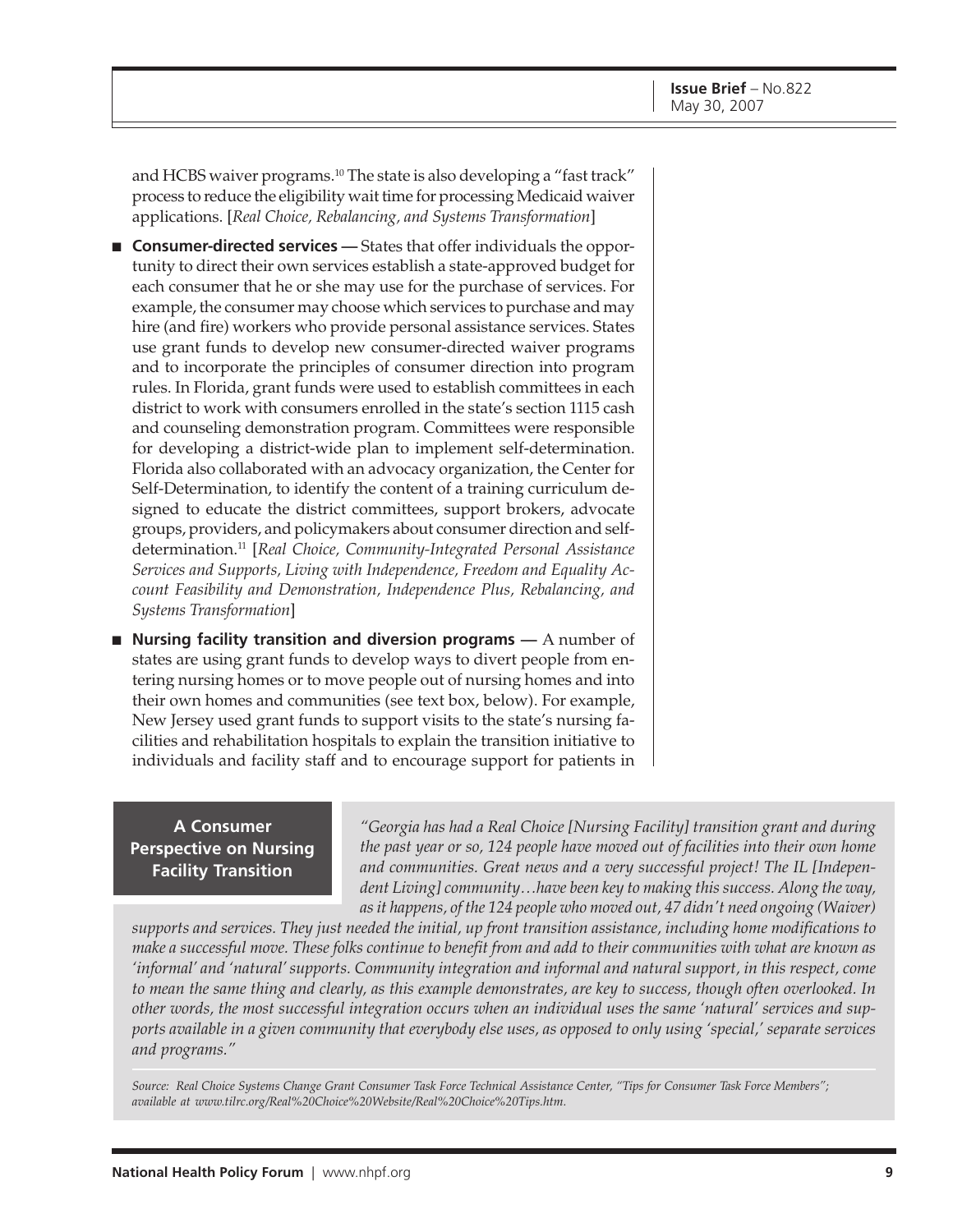and HCBS waiver programs.[10] The state is also developing a "fast track" process to reduce the eligibility wait time for processing Medicaid waiver applications. [*Real Choice, Rebalancing, and Systems Transformation*]

- **Consumer-directed services —** States that offer individuals the opportunity to direct their own services establish a state-approved budget for each consumer that he or she may use for the purchase of services. For example, the consumer may choose which services to purchase and may hire (and fire) workers who provide personal assistance services. States use grant funds to develop new consumer-directed waiver programs and to incorporate the principles of consumer direction into program rules. In Florida, grant funds were used to establish committees in each district to work with consumers enrolled in the state's section 1115 cash and counseling demonstration program. Committees were responsible for developing a district-wide plan to implement self-determination. Florida also collaborated with an advocacy organization, the Center for Self-Determination, to identify the content of a training curriculum designed to educate the district committees, support brokers, advocate groups, providers, and policymakers about consumer direction and self-determination.[11] [*Real Choice, Community-Integrated Personal Assistance Services and Supports, Living with Independence, Freedom and Equality Account Feasibility and Demonstration, Independence Plus, Rebalancing, and Systems Transformation*]

- **Nursing facility transition and diversion programs —** A number of states are using grant funds to develop ways to divert people from entering nursing homes or to move people out of nursing homes and into their own homes and communities (see text box, below). For example, New Jersey used grant funds to support visits to the state's nursing facilities and rehabilitation hospitals to explain the transition initiative to individuals and facility staff and to encourage support for patients in

**A Consumer Perspective on Nursing Facility Transition**

*"Georgia has had a Real Choice [Nursing Facility] transition grant and during the past year or so, 124 people have moved out of facilities into their own home and communities. Great news and a very successful project! The IL [Independent Living] community…have been key to making this success. Along the way, as it happens, of the 124 people who moved out, 47 didn't need ongoing (Waiver) supports and services. They just needed the initial, up front transition assistance, including home modifications to make a successful move. These folks continue to benefit from and add to their communities with what are known as 'informal' and 'natural' supports. Community integration and informal and natural support, in this respect, come to mean the same thing and clearly, as this example demonstrates, are key to success, though often overlooked. In other words, the most successful integration occurs when an individual uses the same 'natural' services and supports available in a given community that everybody else uses, as opposed to only using 'special,' separate services and programs."*

*Source: Real Choice Systems Change Grant Consumer Task Force Technical Assistance Center, "Tips for Consumer Task Force Members"; available at www.tilrc.org/Real%20Choice%20Website/Real%20Choice%20Tips.htm.*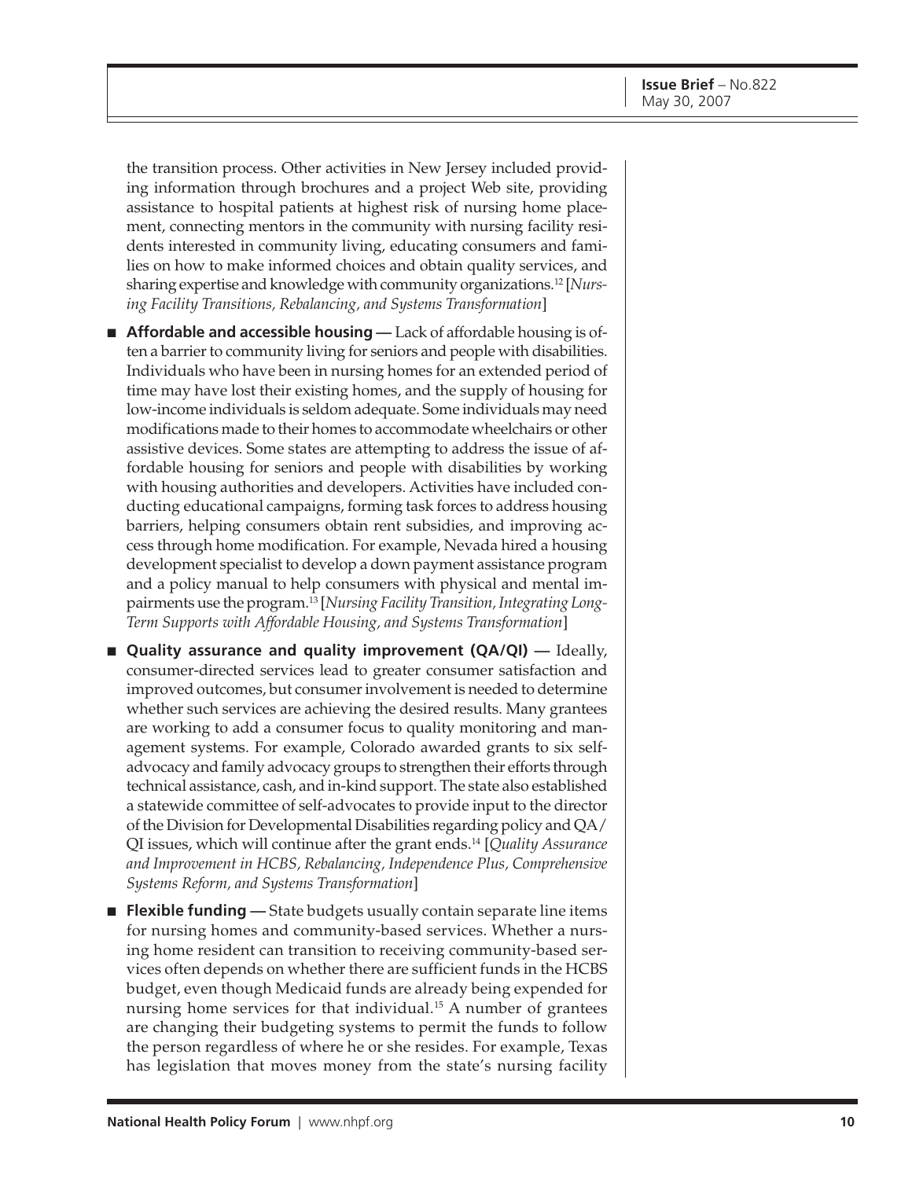the transition process. Other activities in New Jersey included providing information through brochures and a project Web site, providing assistance to hospital patients at highest risk of nursing home placement, connecting mentors in the community with nursing facility residents interested in community living, educating consumers and families on how to make informed choices and obtain quality services, and sharing expertise and knowledge with community organizations.[12] [*Nursing Facility Transitions, Rebalancing, and Systems Transformation*]

- **Affordable and accessible housing —** Lack of affordable housing is often a barrier to community living for seniors and people with disabilities. Individuals who have been in nursing homes for an extended period of time may have lost their existing homes, and the supply of housing for low-income individuals is seldom adequate. Some individuals may need modifications made to their homes to accommodate wheelchairs or other assistive devices. Some states are attempting to address the issue of affordable housing for seniors and people with disabilities by working with housing authorities and developers. Activities have included conducting educational campaigns, forming task forces to address housing barriers, helping consumers obtain rent subsidies, and improving access through home modification. For example, Nevada hired a housing development specialist to develop a down payment assistance program and a policy manual to help consumers with physical and mental impairments use the program.[13] [*Nursing Facility Transition, Integrating Long-Term Supports with Affordable Housing, and Systems Transformation*]

- **Quality assurance and quality improvement (QA/QI) —** Ideally, consumer-directed services lead to greater consumer satisfaction and improved outcomes, but consumer involvement is needed to determine whether such services are achieving the desired results. Many grantees are working to add a consumer focus to quality monitoring and management systems. For example, Colorado awarded grants to six self-advocacy and family advocacy groups to strengthen their efforts through technical assistance, cash, and in-kind support. The state also established a statewide committee of self-advocates to provide input to the director of the Division for Developmental Disabilities regarding policy and QA/QI issues, which will continue after the grant ends.[14] [*Quality Assurance and Improvement in HCBS, Rebalancing, Independence Plus, Comprehensive Systems Reform, and Systems Transformation*]

- **Flexible funding —** State budgets usually contain separate line items for nursing homes and community-based services. Whether a nursing home resident can transition to receiving community-based services often depends on whether there are sufficient funds in the HCBS budget, even though Medicaid funds are already being expended for nursing home services for that individual.[15] A number of grantees are changing their budgeting systems to permit the funds to follow the person regardless of where he or she resides. For example, Texas has legislation that moves money from the state's nursing facility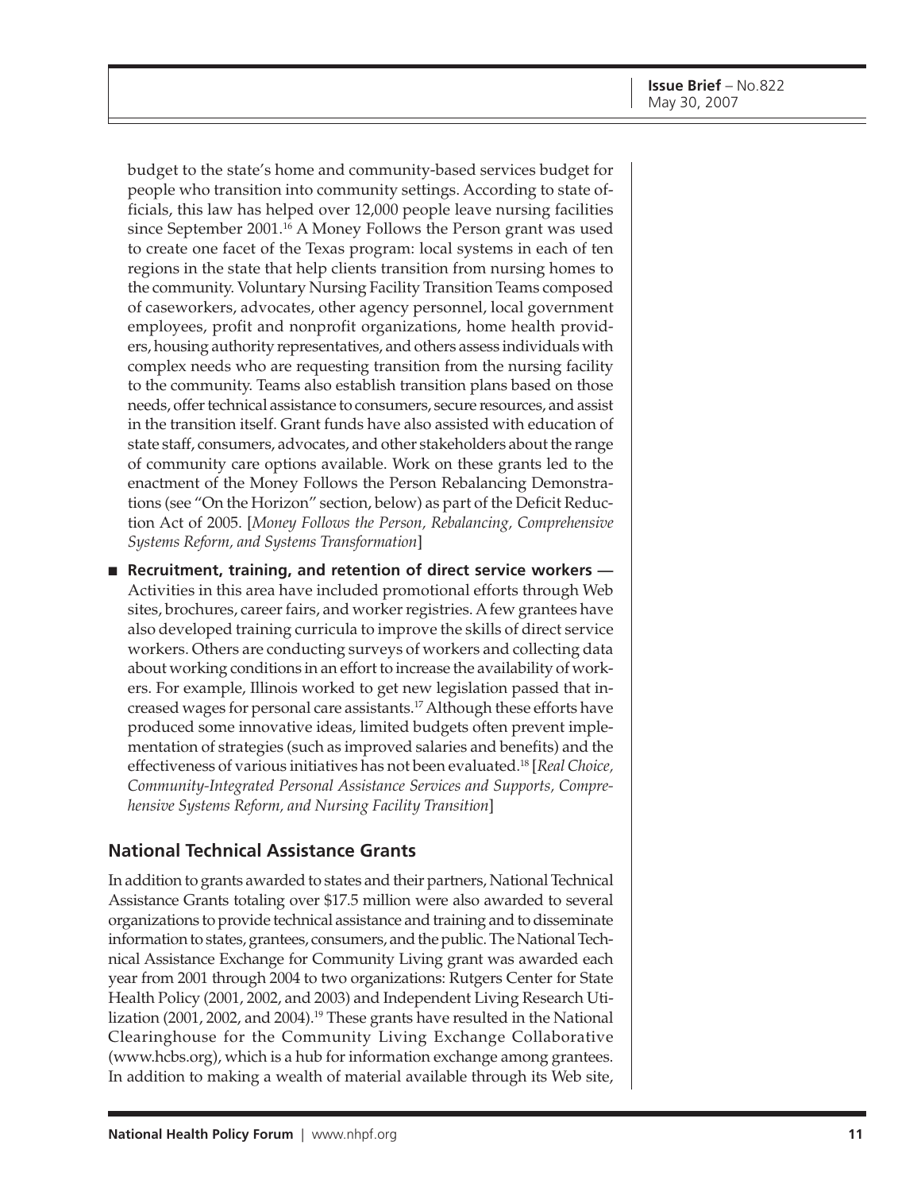budget to the state's home and community-based services budget for people who transition into community settings. According to state officials, this law has helped over 12,000 people leave nursing facilities since September 2001.[16] A Money Follows the Person grant was used to create one facet of the Texas program: local systems in each of ten regions in the state that help clients transition from nursing homes to the community. Voluntary Nursing Facility Transition Teams composed of caseworkers, advocates, other agency personnel, local government employees, profit and nonprofit organizations, home health providers, housing authority representatives, and others assess individuals with complex needs who are requesting transition from the nursing facility to the community. Teams also establish transition plans based on those needs, offer technical assistance to consumers, secure resources, and assist in the transition itself. Grant funds have also assisted with education of state staff, consumers, advocates, and other stakeholders about the range of community care options available. Work on these grants led to the enactment of the Money Follows the Person Rebalancing Demonstrations (see "On the Horizon" section, below) as part of the Deficit Reduction Act of 2005. [*Money Follows the Person, Rebalancing, Comprehensive Systems Reform, and Systems Transformation*]

- **Recruitment, training, and retention of direct service workers —** Activities in this area have included promotional efforts through Web sites, brochures, career fairs, and worker registries. A few grantees have also developed training curricula to improve the skills of direct service workers. Others are conducting surveys of workers and collecting data about working conditions in an effort to increase the availability of workers. For example, Illinois worked to get new legislation passed that increased wages for personal care assistants.[17] Although these efforts have produced some innovative ideas, limited budgets often prevent implementation of strategies (such as improved salaries and benefits) and the effectiveness of various initiatives has not been evaluated.[18] [*Real Choice, Community-Integrated Personal Assistance Services and Supports, Comprehensive Systems Reform, and Nursing Facility Transition*]

## National Technical Assistance Grants

In addition to grants awarded to states and their partners, National Technical Assistance Grants totaling over $17.5 million were also awarded to several organizations to provide technical assistance and training and to disseminate information to states, grantees, consumers, and the public. The National Technical Assistance Exchange for Community Living grant was awarded each year from 2001 through 2004 to two organizations: Rutgers Center for State Health Policy (2001, 2002, and 2003) and Independent Living Research Utilization (2001, 2002, and 2004).[19] These grants have resulted in the National Clearinghouse for the Community Living Exchange Collaborative (www.hcbs.org), which is a hub for information exchange among grantees. In addition to making a wealth of material available through its Web site,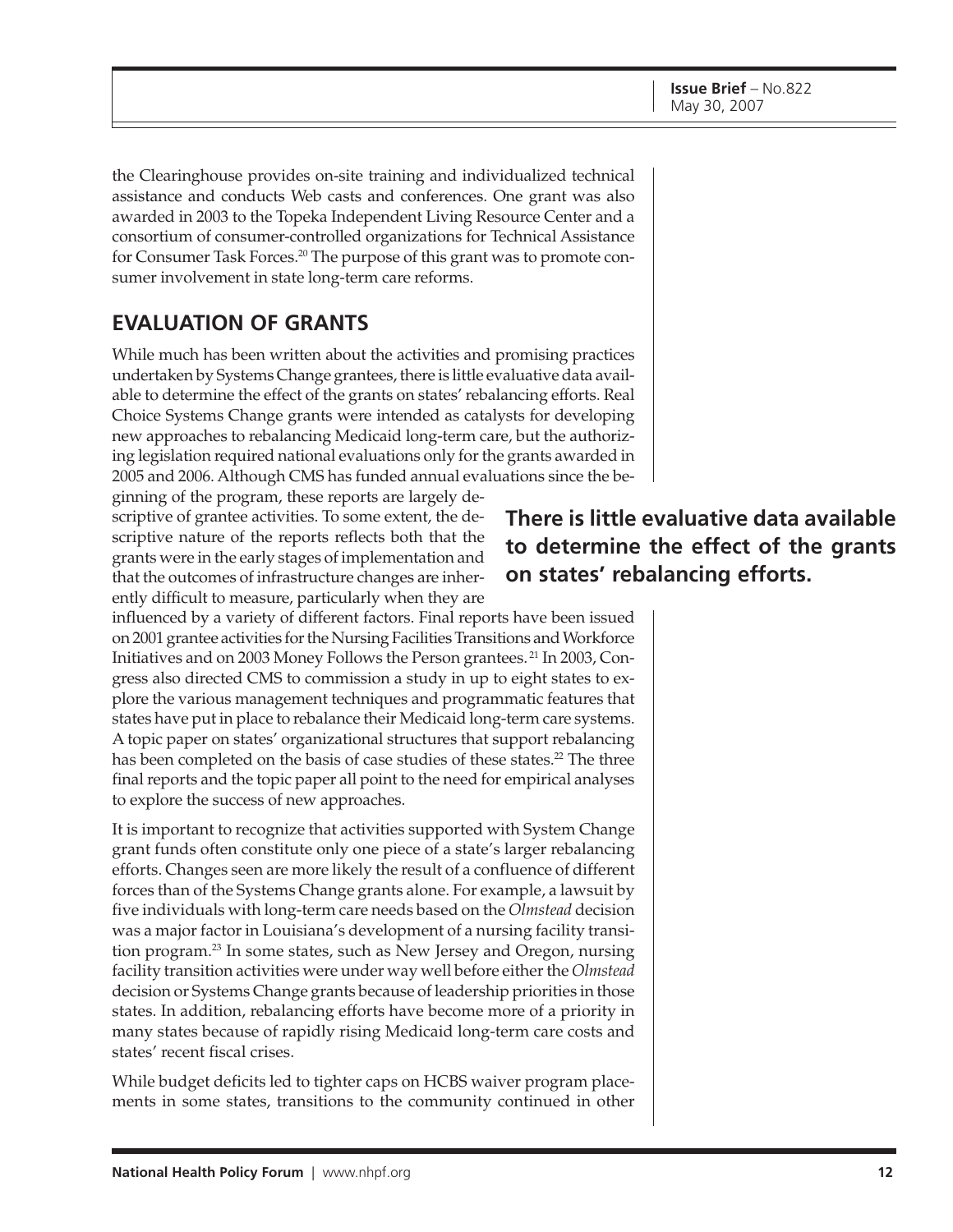the Clearinghouse provides on-site training and individualized technical assistance and conducts Web casts and conferences. One grant was also awarded in 2003 to the Topeka Independent Living Resource Center and a consortium of consumer-controlled organizations for Technical Assistance for Consumer Task Forces.[20] The purpose of this grant was to promote consumer involvement in state long-term care reforms.

## EVALUATION OF GRANTS

While much has been written about the activities and promising practices undertaken by Systems Change grantees, there is little evaluative data available to determine the effect of the grants on states' rebalancing efforts. Real Choice Systems Change grants were intended as catalysts for developing new approaches to rebalancing Medicaid long-term care, but the authorizing legislation required national evaluations only for the grants awarded in 2005 and 2006. Although CMS has funded annual evaluations since the beginning of the program, these reports are largely descriptive of grantee activities. To some extent, the descriptive nature of the reports reflects both that the grants were in the early stages of implementation and that the outcomes of infrastructure changes are inherently difficult to measure, particularly when they are influenced by a variety of different factors. Final reports have been issued on 2001 grantee activities for the Nursing Facilities Transitions and Workforce Initiatives and on 2003 Money Follows the Person grantees.[21] In 2003, Congress also directed CMS to commission a study in up to eight states to explore the various management techniques and programmatic features that states have put in place to rebalance their Medicaid long-term care systems. A topic paper on states' organizational structures that support rebalancing has been completed on the basis of case studies of these states.[22] The three final reports and the topic paper all point to the need for empirical analyses to explore the success of new approaches.

**There is little evaluative data available to determine the effect of the grants on states' rebalancing efforts.**

It is important to recognize that activities supported with System Change grant funds often constitute only one piece of a state's larger rebalancing efforts. Changes seen are more likely the result of a confluence of different forces than of the Systems Change grants alone. For example, a lawsuit by five individuals with long-term care needs based on the *Olmstead* decision was a major factor in Louisiana's development of a nursing facility transition program.[23] In some states, such as New Jersey and Oregon, nursing facility transition activities were under way well before either the *Olmstead* decision or Systems Change grants because of leadership priorities in those states. In addition, rebalancing efforts have become more of a priority in many states because of rapidly rising Medicaid long-term care costs and states' recent fiscal crises.

While budget deficits led to tighter caps on HCBS waiver program placements in some states, transitions to the community continued in other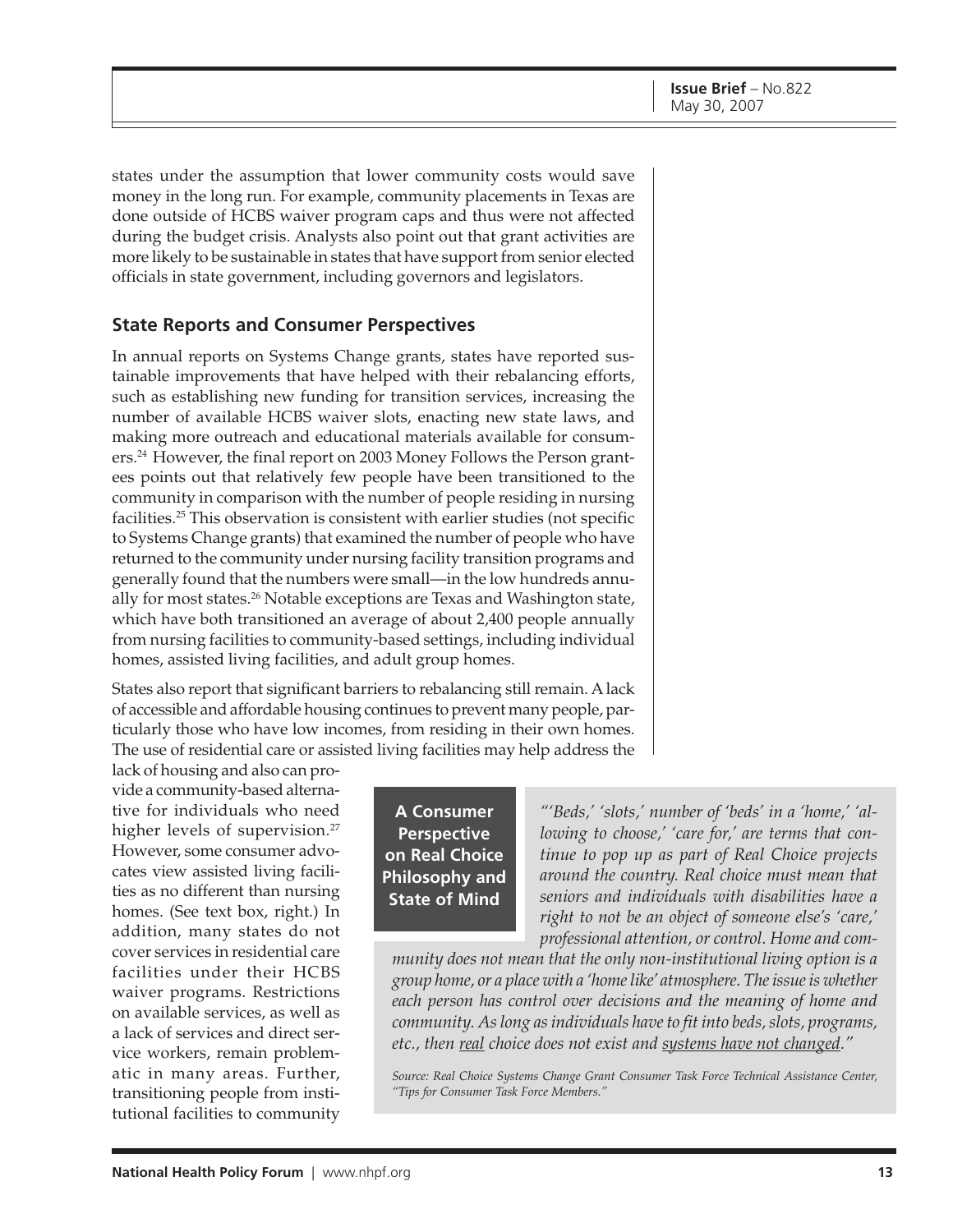states under the assumption that lower community costs would save money in the long run. For example, community placements in Texas are done outside of HCBS waiver program caps and thus were not affected during the budget crisis. Analysts also point out that grant activities are more likely to be sustainable in states that have support from senior elected officials in state government, including governors and legislators.

## State Reports and Consumer Perspectives

In annual reports on Systems Change grants, states have reported sustainable improvements that have helped with their rebalancing efforts, such as establishing new funding for transition services, increasing the number of available HCBS waiver slots, enacting new state laws, and making more outreach and educational materials available for consumers.[24] However, the final report on 2003 Money Follows the Person grantees points out that relatively few people have been transitioned to the community in comparison with the number of people residing in nursing facilities.[25] This observation is consistent with earlier studies (not specific to Systems Change grants) that examined the number of people who have returned to the community under nursing facility transition programs and generally found that the numbers were small—in the low hundreds annually for most states.[26] Notable exceptions are Texas and Washington state, which have both transitioned an average of about 2,400 people annually from nursing facilities to community-based settings, including individual homes, assisted living facilities, and adult group homes.

States also report that significant barriers to rebalancing still remain. A lack of accessible and affordable housing continues to prevent many people, particularly those who have low incomes, from residing in their own homes. The use of residential care or assisted living facilities may help address the lack of housing and also can provide a community-based alternative for individuals who need higher levels of supervision.[27] However, some consumer advocates view assisted living facilities as no different than nursing homes. (See text box, right.) In addition, many states do not cover services in residential care facilities under their HCBS waiver programs. Restrictions on available services, as well as a lack of services and direct service workers, remain problematic in many areas. Further, transitioning people from institutional facilities to community

**A Consumer Perspective on Real Choice Philosophy and State of Mind**

*"'Beds,' 'slots,' number of 'beds' in a 'home,' 'allowing to choose,' 'care for,' are terms that continue to pop up as part of Real Choice projects around the country. Real choice must mean that seniors and individuals with disabilities have a right to not be an object of someone else's 'care,' professional attention, or control. Home and community does not mean that the only non-institutional living option is a group home, or a place with a 'home like' atmosphere. The issue is whether each person has control over decisions and the meaning of home and community. As long as individuals have to fit into beds, slots, programs, etc., then real choice does not exist and systems have not changed."*

*Source: Real Choice Systems Change Grant Consumer Task Force Technical Assistance Center, "Tips for Consumer Task Force Members."*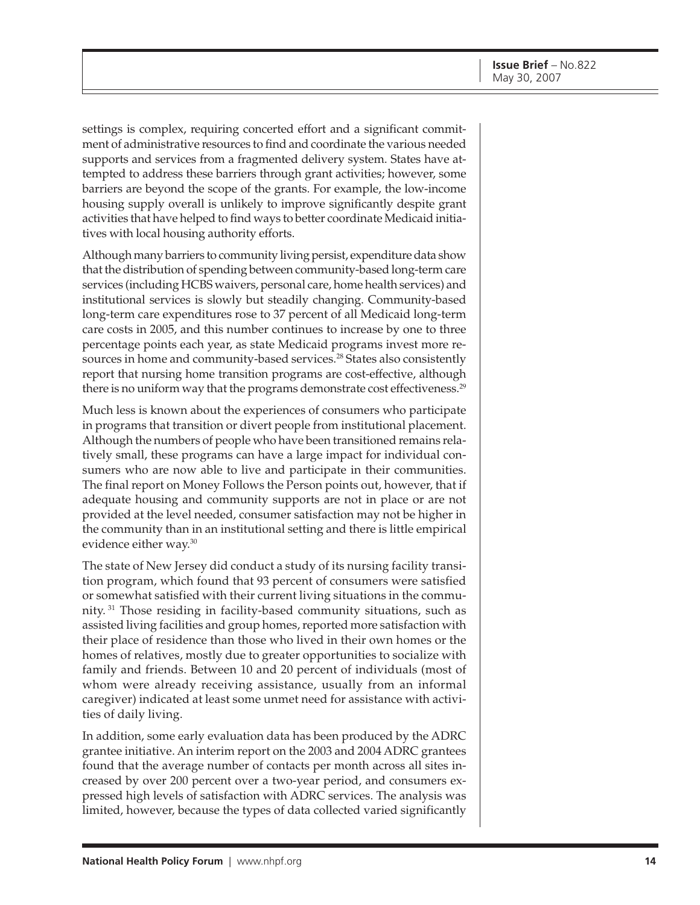settings is complex, requiring concerted effort and a significant commitment of administrative resources to find and coordinate the various needed supports and services from a fragmented delivery system. States have attempted to address these barriers through grant activities; however, some barriers are beyond the scope of the grants. For example, the low-income housing supply overall is unlikely to improve significantly despite grant activities that have helped to find ways to better coordinate Medicaid initiatives with local housing authority efforts.

Although many barriers to community living persist, expenditure data show that the distribution of spending between community-based long-term care services (including HCBS waivers, personal care, home health services) and institutional services is slowly but steadily changing. Community-based long-term care expenditures rose to 37 percent of all Medicaid long-term care costs in 2005, and this number continues to increase by one to three percentage points each year, as state Medicaid programs invest more resources in home and community-based services.[28] States also consistently report that nursing home transition programs are cost-effective, although there is no uniform way that the programs demonstrate cost effectiveness.[29]

Much less is known about the experiences of consumers who participate in programs that transition or divert people from institutional placement. Although the numbers of people who have been transitioned remains relatively small, these programs can have a large impact for individual consumers who are now able to live and participate in their communities. The final report on Money Follows the Person points out, however, that if adequate housing and community supports are not in place or are not provided at the level needed, consumer satisfaction may not be higher in the community than in an institutional setting and there is little empirical evidence either way.[30]

The state of New Jersey did conduct a study of its nursing facility transition program, which found that 93 percent of consumers were satisfied or somewhat satisfied with their current living situations in the community.[31] Those residing in facility-based community situations, such as assisted living facilities and group homes, reported more satisfaction with their place of residence than those who lived in their own homes or the homes of relatives, mostly due to greater opportunities to socialize with family and friends. Between 10 and 20 percent of individuals (most of whom were already receiving assistance, usually from an informal caregiver) indicated at least some unmet need for assistance with activities of daily living.

In addition, some early evaluation data has been produced by the ADRC grantee initiative. An interim report on the 2003 and 2004 ADRC grantees found that the average number of contacts per month across all sites increased by over 200 percent over a two-year period, and consumers expressed high levels of satisfaction with ADRC services. The analysis was limited, however, because the types of data collected varied significantly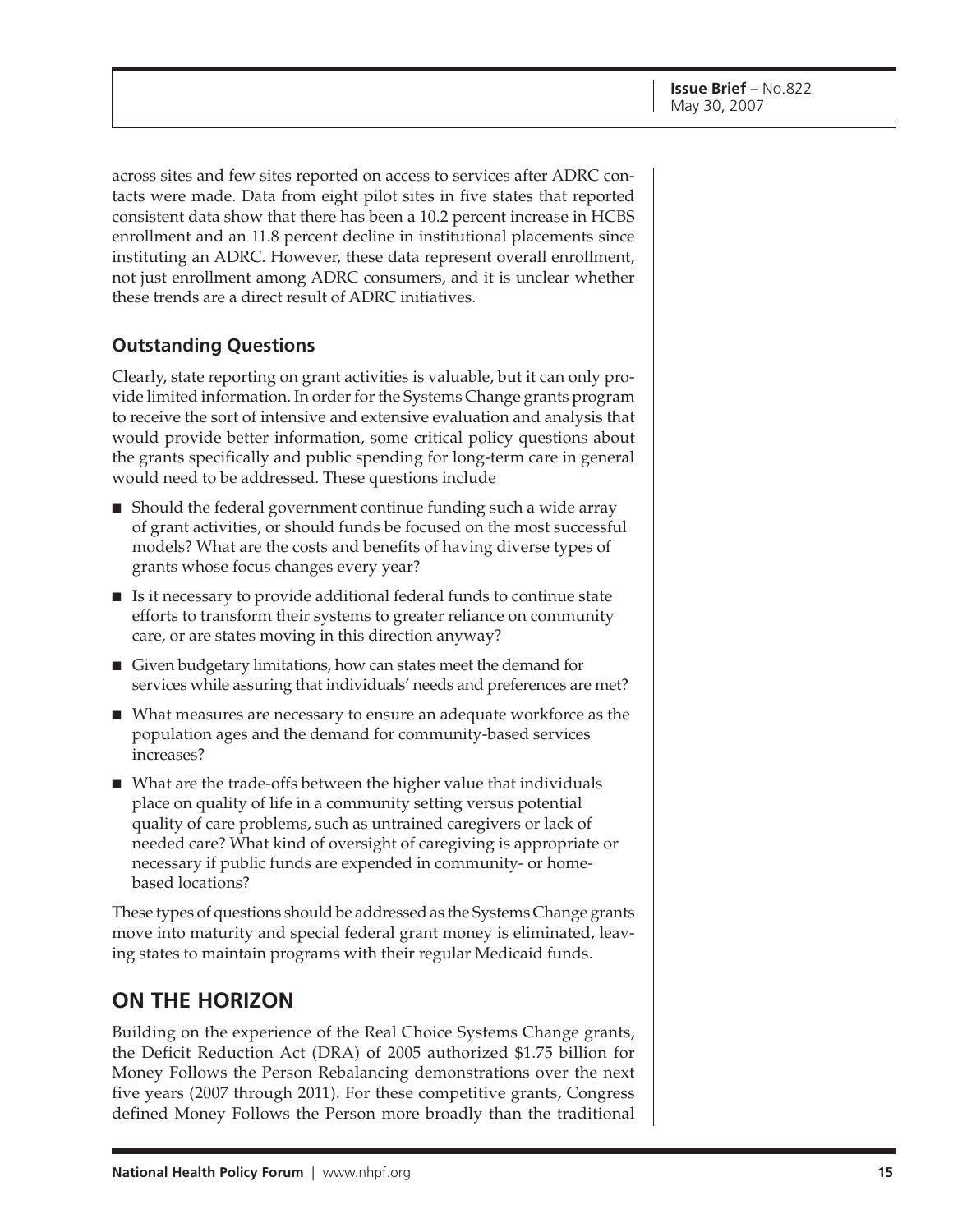across sites and few sites reported on access to services after ADRC contacts were made. Data from eight pilot sites in five states that reported consistent data show that there has been a 10.2 percent increase in HCBS enrollment and an 11.8 percent decline in institutional placements since instituting an ADRC. However, these data represent overall enrollment, not just enrollment among ADRC consumers, and it is unclear whether these trends are a direct result of ADRC initiatives.

### Outstanding Questions

Clearly, state reporting on grant activities is valuable, but it can only provide limited information. In order for the Systems Change grants program to receive the sort of intensive and extensive evaluation and analysis that would provide better information, some critical policy questions about the grants specifically and public spending for long-term care in general would need to be addressed. These questions include

- Should the federal government continue funding such a wide array of grant activities, or should funds be focused on the most successful models? What are the costs and benefits of having diverse types of grants whose focus changes every year?
- Is it necessary to provide additional federal funds to continue state efforts to transform their systems to greater reliance on community care, or are states moving in this direction anyway?
- Given budgetary limitations, how can states meet the demand for services while assuring that individuals' needs and preferences are met?
- What measures are necessary to ensure an adequate workforce as the population ages and the demand for community-based services increases?
- What are the trade-offs between the higher value that individuals place on quality of life in a community setting versus potential quality of care problems, such as untrained caregivers or lack of needed care? What kind of oversight of caregiving is appropriate or necessary if public funds are expended in community- or home-based locations?

These types of questions should be addressed as the Systems Change grants move into maturity and special federal grant money is eliminated, leaving states to maintain programs with their regular Medicaid funds.

## ON THE HORIZON

Building on the experience of the Real Choice Systems Change grants, the Deficit Reduction Act (DRA) of 2005 authorized $1.75 billion for Money Follows the Person Rebalancing demonstrations over the next five years (2007 through 2011). For these competitive grants, Congress defined Money Follows the Person more broadly than the traditional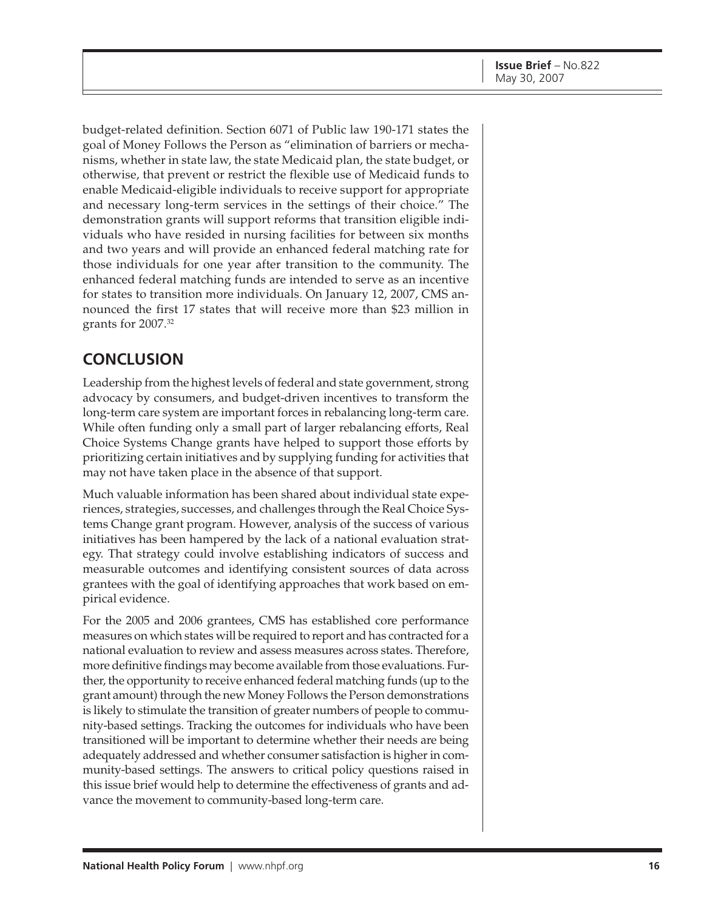budget-related definition. Section 6071 of Public law 190-171 states the goal of Money Follows the Person as "elimination of barriers or mechanisms, whether in state law, the state Medicaid plan, the state budget, or otherwise, that prevent or restrict the flexible use of Medicaid funds to enable Medicaid-eligible individuals to receive support for appropriate and necessary long-term services in the settings of their choice." The demonstration grants will support reforms that transition eligible individuals who have resided in nursing facilities for between six months and two years and will provide an enhanced federal matching rate for those individuals for one year after transition to the community. The enhanced federal matching funds are intended to serve as an incentive for states to transition more individuals. On January 12, 2007, CMS announced the first 17 states that will receive more than $23 million in grants for 2007.[32]

## CONCLUSION

Leadership from the highest levels of federal and state government, strong advocacy by consumers, and budget-driven incentives to transform the long-term care system are important forces in rebalancing long-term care. While often funding only a small part of larger rebalancing efforts, Real Choice Systems Change grants have helped to support those efforts by prioritizing certain initiatives and by supplying funding for activities that may not have taken place in the absence of that support.

Much valuable information has been shared about individual state experiences, strategies, successes, and challenges through the Real Choice Systems Change grant program. However, analysis of the success of various initiatives has been hampered by the lack of a national evaluation strategy. That strategy could involve establishing indicators of success and measurable outcomes and identifying consistent sources of data across grantees with the goal of identifying approaches that work based on empirical evidence.

For the 2005 and 2006 grantees, CMS has established core performance measures on which states will be required to report and has contracted for a national evaluation to review and assess measures across states. Therefore, more definitive findings may become available from those evaluations. Further, the opportunity to receive enhanced federal matching funds (up to the grant amount) through the new Money Follows the Person demonstrations is likely to stimulate the transition of greater numbers of people to community-based settings. Tracking the outcomes for individuals who have been transitioned will be important to determine whether their needs are being adequately addressed and whether consumer satisfaction is higher in community-based settings. The answers to critical policy questions raised in this issue brief would help to determine the effectiveness of grants and advance the movement to community-based long-term care.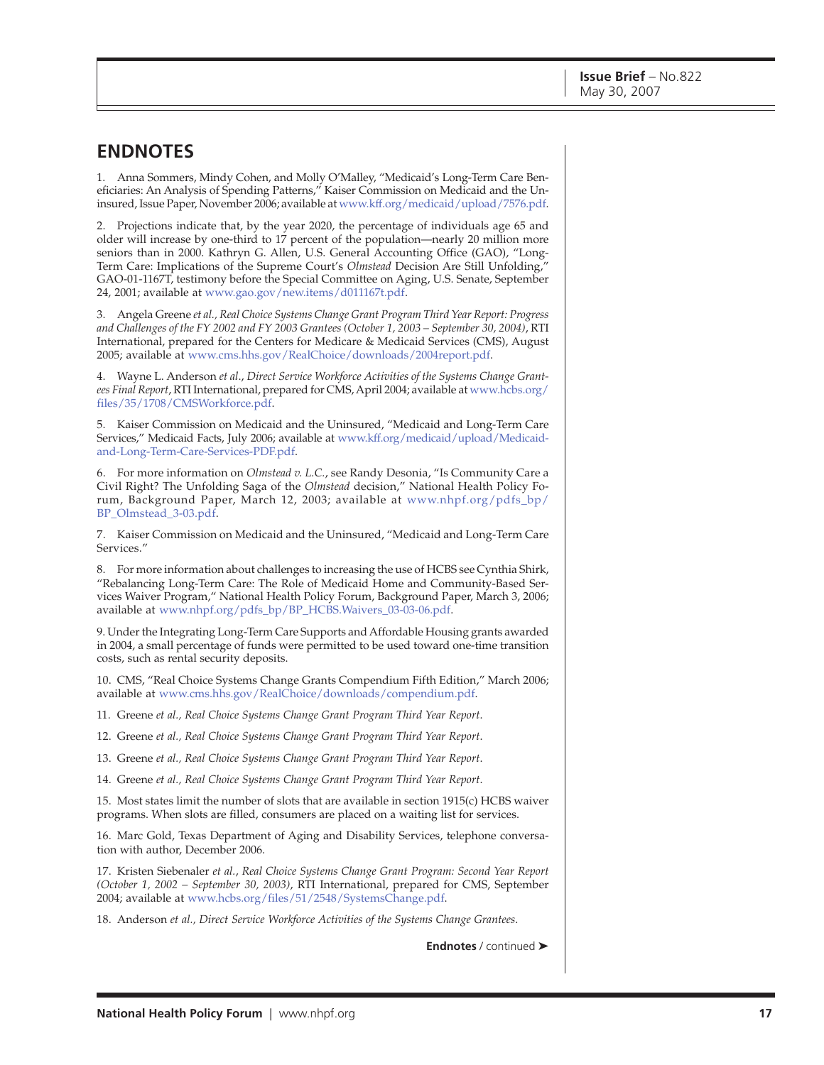## ENDNOTES

1. Anna Sommers, Mindy Cohen, and Molly O'Malley, "Medicaid's Long-Term Care Beneficiaries: An Analysis of Spending Patterns," Kaiser Commission on Medicaid and the Uninsured, Issue Paper, November 2006; available at www.kff.org/medicaid/upload/7576.pdf.

2. Projections indicate that, by the year 2020, the percentage of individuals age 65 and older will increase by one-third to 17 percent of the population—nearly 20 million more seniors than in 2000. Kathryn G. Allen, U.S. General Accounting Office (GAO), "Long-Term Care: Implications of the Supreme Court's *Olmstead* Decision Are Still Unfolding," GAO-01-1167T, testimony before the Special Committee on Aging, U.S. Senate, September 24, 2001; available at www.gao.gov/new.items/d011167t.pdf.

3. Angela Greene *et al.*, *Real Choice Systems Change Grant Program Third Year Report: Progress and Challenges of the FY 2002 and FY 2003 Grantees (October 1, 2003 – September 30, 2004)*, RTI International, prepared for the Centers for Medicare & Medicaid Services (CMS), August 2005; available at www.cms.hhs.gov/RealChoice/downloads/2004report.pdf.

4. Wayne L. Anderson *et al*., *Direct Service Workforce Activities of the Systems Change Grantees Final Report*, RTI International, prepared for CMS, April 2004; available at www.hcbs.org/files/35/1708/CMSWorkforce.pdf.

5. Kaiser Commission on Medicaid and the Uninsured, "Medicaid and Long-Term Care Services," Medicaid Facts, July 2006; available at www.kff.org/medicaid/upload/Medicaid-and-Long-Term-Care-Services-PDF.pdf.

6. For more information on *Olmstead v. L.C.*, see Randy Desonia, "Is Community Care a Civil Right? The Unfolding Saga of the *Olmstead* decision," National Health Policy Forum, Background Paper, March 12, 2003; available at www.nhpf.org/pdfs_bp/BP_Olmstead_3-03.pdf.

7. Kaiser Commission on Medicaid and the Uninsured, "Medicaid and Long-Term Care Services."

8. For more information about challenges to increasing the use of HCBS see Cynthia Shirk, "Rebalancing Long-Term Care: The Role of Medicaid Home and Community-Based Services Waiver Program," National Health Policy Forum, Background Paper, March 3, 2006; available at www.nhpf.org/pdfs_bp/BP_HCBS.Waivers_03-03-06.pdf.

9. Under the Integrating Long-Term Care Supports and Affordable Housing grants awarded in 2004, a small percentage of funds were permitted to be used toward one-time transition costs, such as rental security deposits.

10. CMS, "Real Choice Systems Change Grants Compendium Fifth Edition," March 2006; available at www.cms.hhs.gov/RealChoice/downloads/compendium.pdf.

11. Greene *et al., Real Choice Systems Change Grant Program Third Year Report*.

12. Greene *et al., Real Choice Systems Change Grant Program Third Year Report*.

13. Greene *et al., Real Choice Systems Change Grant Program Third Year Report*.

14. Greene *et al., Real Choice Systems Change Grant Program Third Year Report*.

15. Most states limit the number of slots that are available in section 1915(c) HCBS waiver programs. When slots are filled, consumers are placed on a waiting list for services.

16. Marc Gold, Texas Department of Aging and Disability Services, telephone conversation with author, December 2006.

17. Kristen Siebenaler *et al*., *Real Choice Systems Change Grant Program: Second Year Report (October 1, 2002 – September 30, 2003)*, RTI International, prepared for CMS, September 2004; available at www.hcbs.org/files/51/2548/SystemsChange.pdf.

18. Anderson *et al., Direct Service Workforce Activities of the Systems Change Grantees.*

**Endnotes** / continued ➤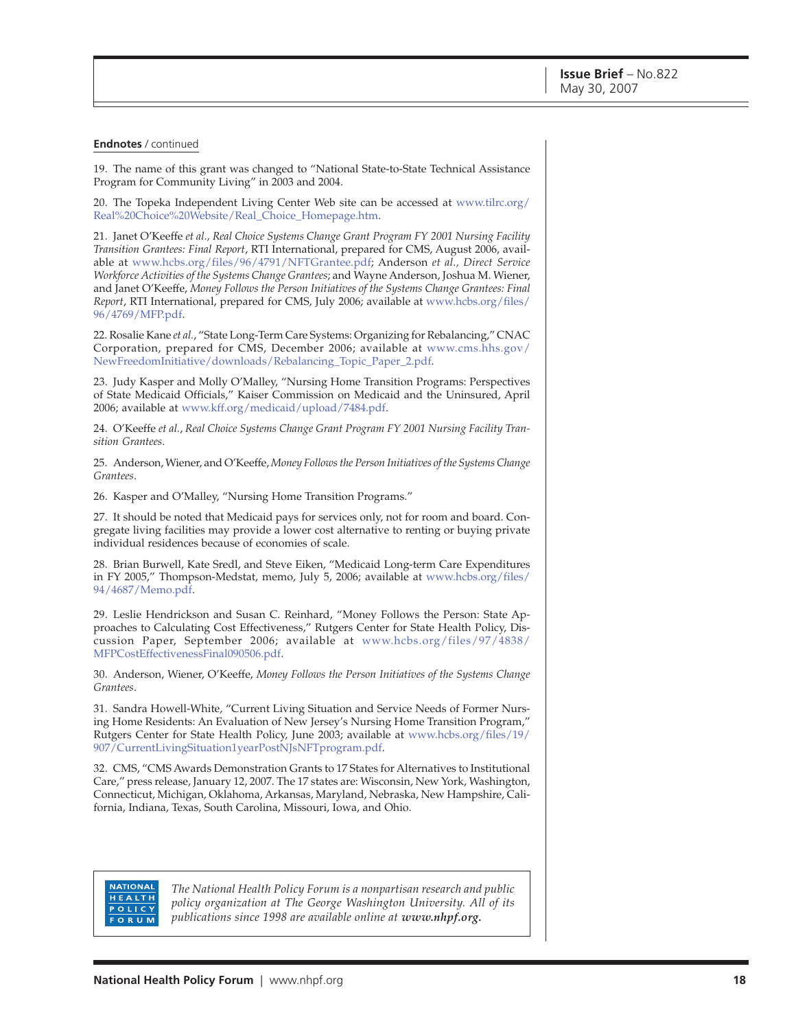**Endnotes** / continued

19. The name of this grant was changed to "National State-to-State Technical Assistance Program for Community Living" in 2003 and 2004.

20. The Topeka Independent Living Center Web site can be accessed at www.tilrc.org/Real%20Choice%20Website/Real_Choice_Homepage.htm.

21. Janet O'Keeffe *et al., Real Choice Systems Change Grant Program FY 2001 Nursing Facility Transition Grantees: Final Report*, RTI International, prepared for CMS, August 2006, available at www.hcbs.org/files/96/4791/NFTGrantee.pdf; Anderson *et al., Direct Service Workforce Activities of the Systems Change Grantees*; and Wayne Anderson, Joshua M. Wiener, and Janet O'Keeffe, *Money Follows the Person Initiatives of the Systems Change Grantees: Final Report*, RTI International, prepared for CMS, July 2006; available at www.hcbs.org/files/96/4769/MFP.pdf.

22. Rosalie Kane *et al.*, "State Long-Term Care Systems: Organizing for Rebalancing," CNAC Corporation, prepared for CMS, December 2006; available at www.cms.hhs.gov/NewFreedomInitiative/downloads/Rebalancing_Topic_Paper_2.pdf.

23. Judy Kasper and Molly O'Malley, "Nursing Home Transition Programs: Perspectives of State Medicaid Officials," Kaiser Commission on Medicaid and the Uninsured, April 2006; available at www.kff.org/medicaid/upload/7484.pdf.

24. O'Keeffe *et al.*, *Real Choice Systems Change Grant Program FY 2001 Nursing Facility Transition Grantees.*

25. Anderson, Wiener, and O'Keeffe, *Money Follows the Person Initiatives of the Systems Change Grantees*.

26. Kasper and O'Malley, "Nursing Home Transition Programs."

27. It should be noted that Medicaid pays for services only, not for room and board. Congregate living facilities may provide a lower cost alternative to renting or buying private individual residences because of economies of scale.

28. Brian Burwell, Kate Sredl, and Steve Eiken, "Medicaid Long-term Care Expenditures in FY 2005," Thompson-Medstat, memo, July 5, 2006; available at www.hcbs.org/files/94/4687/Memo.pdf.

29. Leslie Hendrickson and Susan C. Reinhard, "Money Follows the Person: State Approaches to Calculating Cost Effectiveness," Rutgers Center for State Health Policy, Discussion Paper, September 2006; available at www.hcbs.org/files/97/4838/MFPCostEffectivenessFinal090506.pdf.

30. Anderson, Wiener, O'Keeffe, *Money Follows the Person Initiatives of the Systems Change Grantees*.

31. Sandra Howell-White, "Current Living Situation and Service Needs of Former Nursing Home Residents: An Evaluation of New Jersey's Nursing Home Transition Program," Rutgers Center for State Health Policy, June 2003; available at www.hcbs.org/files/19/907/CurrentLivingSituation1yearPostNJsNFTprogram.pdf.

32. CMS, "CMS Awards Demonstration Grants to 17 States for Alternatives to Institutional Care," press release, January 12, 2007. The 17 states are: Wisconsin, New York, Washington, Connecticut, Michigan, Oklahoma, Arkansas, Maryland, Nebraska, New Hampshire, California, Indiana, Texas, South Carolina, Missouri, Iowa, and Ohio.

NATIONAL HEALTH POLICY FORUM

*The National Health Policy Forum is a nonpartisan research and public policy organization at The George Washington University. All of its publications since 1998 are available online at* ***www.nhpf.org.***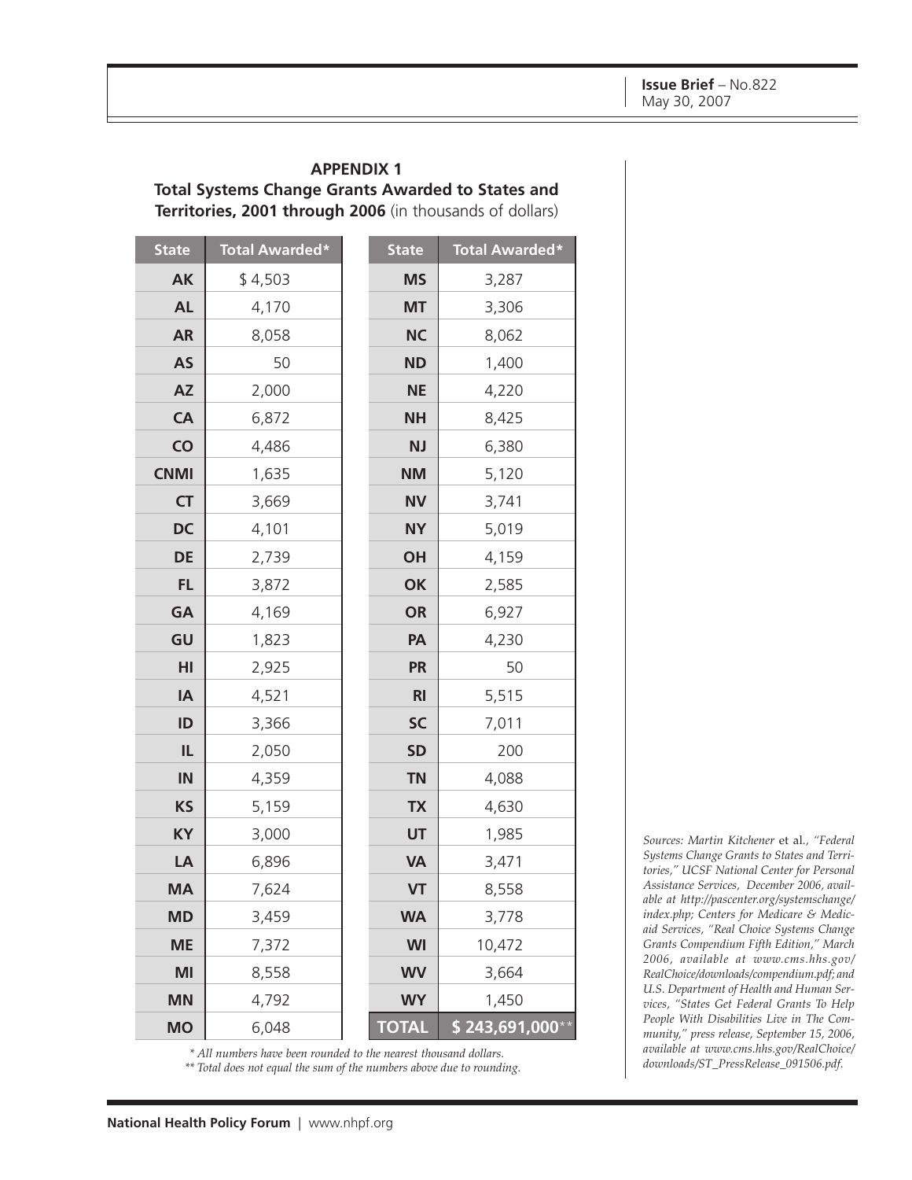## APPENDIX 1

**Total Systems Change Grants Awarded to States and Territories, 2001 through 2006** (in thousands of dollars)

| State | Total Awarded* | State | Total Awarded* |
|---|---|---|---|
| AK | $ 4,503 | MS | 3,287 |
| AL | 4,170 | MT | 3,306 |
| AR | 8,058 | NC | 8,062 |
| AS | 50 | ND | 1,400 |
| AZ | 2,000 | NE | 4,220 |
| CA | 6,872 | NH | 8,425 |
| CO | 4,486 | NJ | 6,380 |
| CNMI | 1,635 | NM | 5,120 |
| CT | 3,669 | NV | 3,741 |
| DC | 4,101 | NY | 5,019 |
| DE | 2,739 | OH | 4,159 |
| FL | 3,872 | OK | 2,585 |
| GA | 4,169 | OR | 6,927 |
| GU | 1,823 | PA | 4,230 |
| HI | 2,925 | PR | 50 |
| IA | 4,521 | RI | 5,515 |
| ID | 3,366 | SC | 7,011 |
| IL | 2,050 | SD | 200 |
| IN | 4,359 | TN | 4,088 |
| KS | 5,159 | TX | 4,630 |
| KY | 3,000 | UT | 1,985 |
| LA | 6,896 | VA | 3,471 |
| MA | 7,624 | VT | 8,558 |
| MD | 3,459 | WA | 3,778 |
| ME | 7,372 | WI | 10,472 |
| MI | 8,558 | WV | 3,664 |
| MN | 4,792 | WY | 1,450 |
| MO | 6,048 | **TOTAL** | **$ 243,691,000**** |

*\* All numbers have been rounded to the nearest thousand dollars.*
*\*\* Total does not equal the sum of the numbers above due to rounding.*

*Sources: Martin Kitchener* et al.*, "Federal Systems Change Grants to States and Territories," UCSF National Center for Personal Assistance Services, December 2006, available at http://pascenter.org/systemschange/index.php; Centers for Medicare & Medicaid Services, "Real Choice Systems Change Grants Compendium Fifth Edition," March 2006, available at www.cms.hhs.gov/RealChoice/downloads/compendium.pdf; and U.S. Department of Health and Human Services, "States Get Federal Grants To Help People With Disabilities Live in The Community," press release, September 15, 2006, available at www.cms.hhs.gov/RealChoice/downloads/ST_PressRelease_091506.pdf.*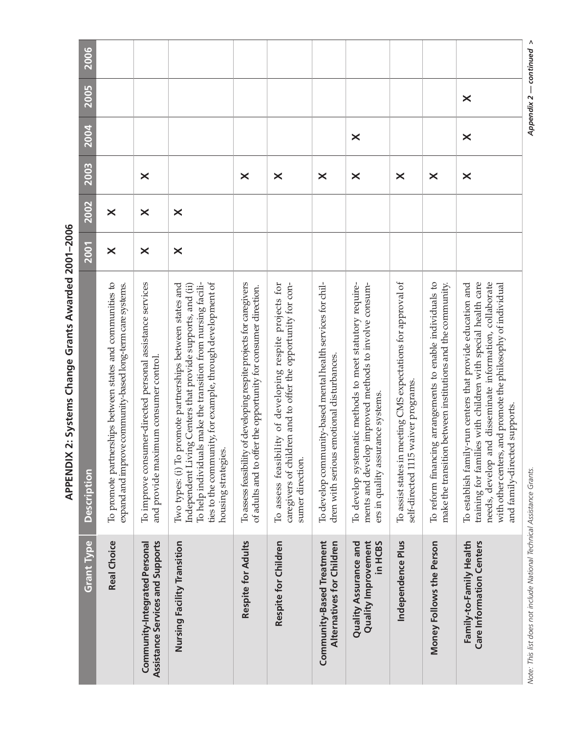# APPENDIX 2: Systems Change Grants Awarded 2001–2006

| Grant Type | Description | 2001 | 2002 | 2003 | 2004 | 2005 | 2006 |
|---|---|---|---|---|---|---|---|
| **Real Choice** | To promote partnerships between states and communities to expand and improve community-based long-term care systems. | X | X | | | | |
| **Community-Integrated Personal Assistance Services and Supports** | To improve consumer-directed personal assistance services and provide maximum consumer control. | X | X | X | | | |
| **Nursing Facility Transition** | Two types: (i) To promote partnerships between states and Independent Living Centers that provide supports, and (ii) To help individuals make the transition from nursing facilities to the community, for example, through development of housing strategies. | X | X | | | | |
| **Respite for Adults** | To assess feasibility of developing respite projects for caregivers of adults and to offer the opportunity for consumer direction. | | | X | | | |
| **Respite for Children** | To assess feasibility of developing respite projects for caregivers of children and to offer the opportunity for consumer direction. | | | X | | | |
| **Community-Based Treatment Alternatives for Children** | To develop community-based mental health services for children with serious emotional disturbances. | | | X | | | |
| **Quality Assurance and Quality Improvement in HCBS** | To develop systematic methods to meet statutory requirements and develop improved methods to involve consumers in quality assurance systems. | | | X | X | | |
| **Independence Plus** | To assist states in meeting CMS expectations for approval of self-directed 1115 waiver programs. | | | X | | | |
| **Money Follows the Person** | To reform financing arrangements to enable individuals to make the transition between institutions and the community. | | | X | | | |
| **Family-to-Family Health Care Information Centers** | To establish family-run centers that provide education and training for families with children with special health care needs, develop and disseminate information, collaborate with other centers, and promote the philosophy of individual and family-directed supports. | | | X | X | X | |

*Note: This list does not include National Technical Assistance Grants.*

*Appendix 2 — continued >*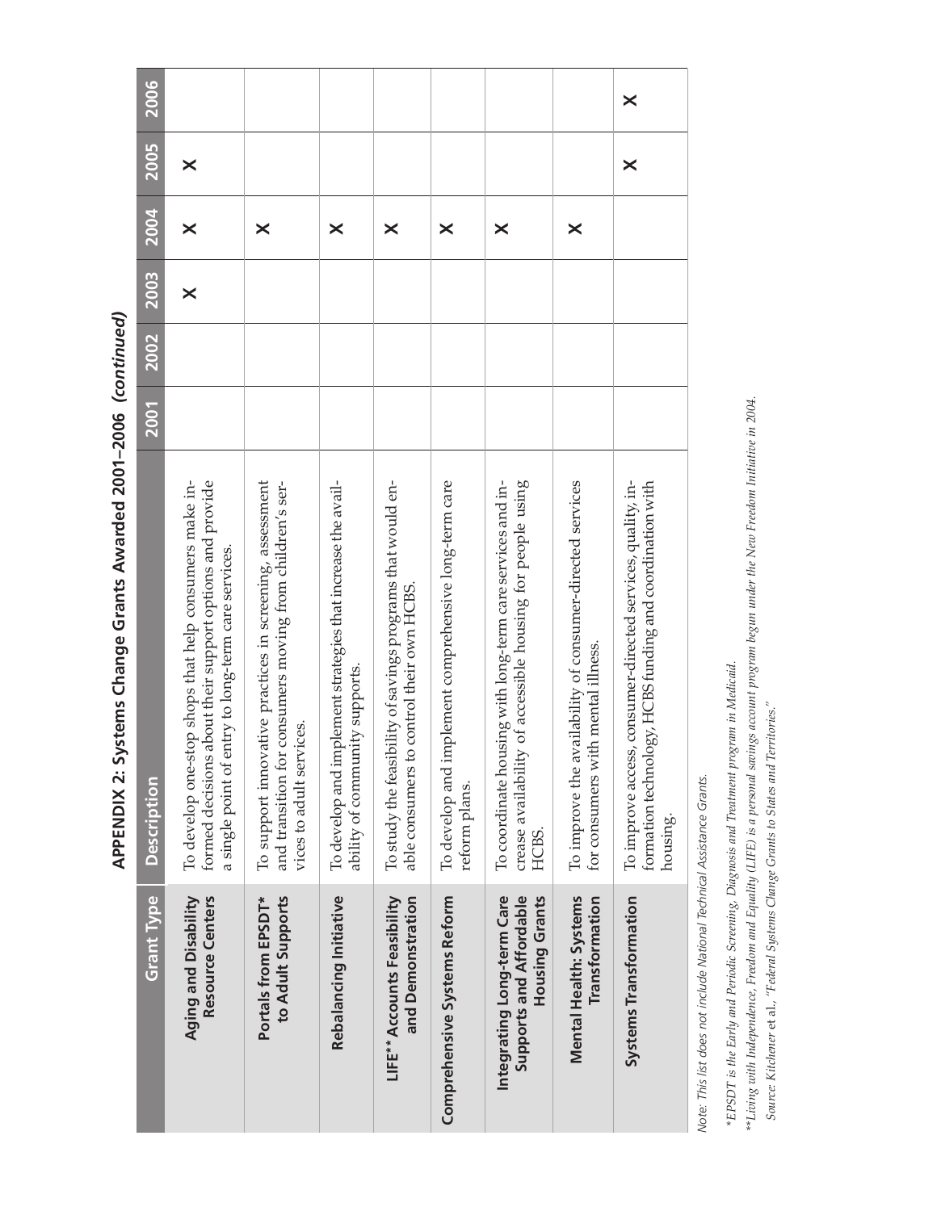## APPENDIX 2: Systems Change Grants Awarded 2001–2006 *(continued)*

| Grant Type | Description | 2001 | 2002 | 2003 | 2004 | 2005 | 2006 |
|---|---|---|---|---|---|---|---|
| **Aging and Disability Resource Centers** | To develop one-stop shops that help consumers make informed decisions about their support options and provide a single point of entry to long-term care services. | | | X | X | X | |
| **Portals from EPSDT* to Adult Supports** | To support innovative practices in screening, assessment and transition for consumers moving from children's services to adult services. | | | | X | | |
| **Rebalancing Initiative** | To develop and implement strategies that increase the availability of community supports. | | | | X | | |
| **LIFE** Accounts Feasibility and Demonstration** | To study the feasibility of savings programs that would enable consumers to control their own HCBS. | | | | X | | |
| **Comprehensive Systems Reform** | To develop and implement comprehensive long-term care reform plans. | | | | X | | |
| **Integrating Long-term Care Supports and Affordable Housing Grants** | To coordinate housing with long-term care services and increase availability of accessible housing for people using HCBS. | | | | X | | |
| **Mental Health: Systems Transformation** | To improve the availability of consumer-directed services for consumers with mental illness. | | | | X | | |
| **Systems Transformation** | To improve access, consumer-directed services, quality, information technology, HCBS funding and coordination with housing. | | | | | X | X |

*Note: This list does not include National Technical Assistance Grants.*

*EPSDT is the Early and Periodic Screening, Diagnosis and Treatment program in Medicaid.*

***Living with Independence, Freedom and Equality (LIFE) is a personal savings account program begun under the New Freedom Initiative in 2004.*

*Source:* Kitchener et al., *"Federal Systems Change Grants to States and Territories."*